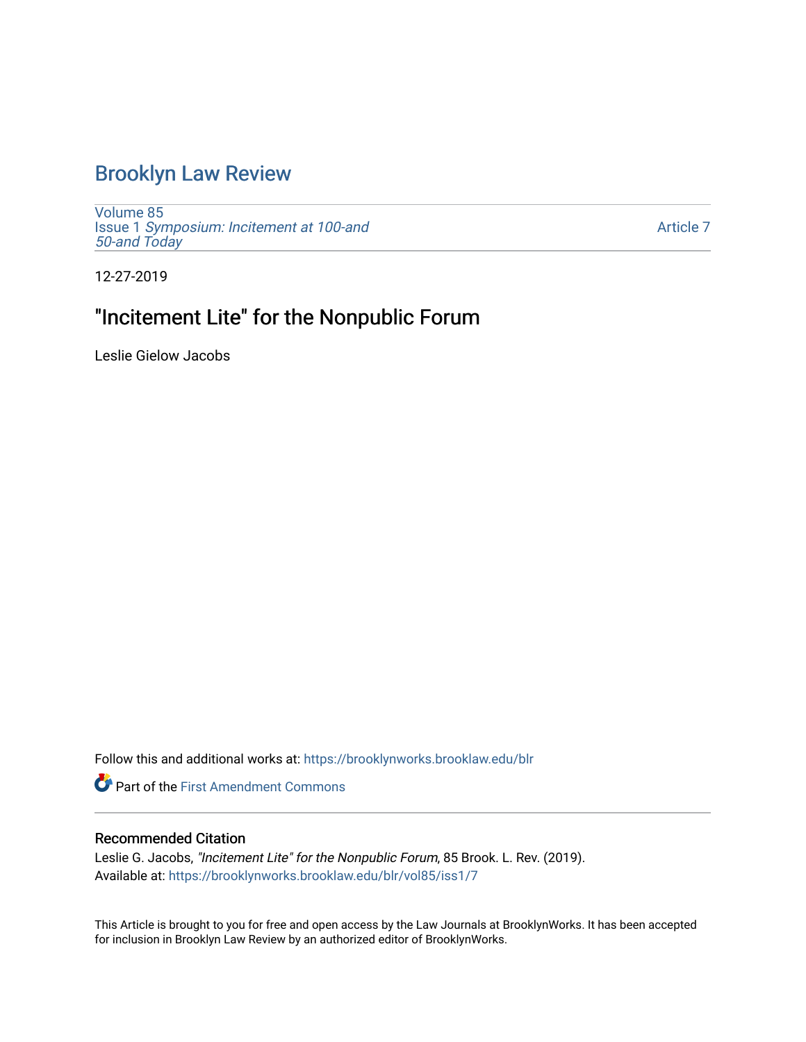# Brooklyn Law Review

Volume 85
Issue 1 *Symposium: Incitement at 100-and 50-and Today*

Article 7

12-27-2019

## "Incitement Lite" for the Nonpublic Forum

Leslie Gielow Jacobs

Follow this and additional works at: https://brooklynworks.brooklaw.edu/blr

Part of the First Amendment Commons

### Recommended Citation

Leslie G. Jacobs, *"Incitement Lite" for the Nonpublic Forum*, 85 Brook. L. Rev. (2019).
Available at: https://brooklynworks.brooklaw.edu/blr/vol85/iss1/7

This Article is brought to you for free and open access by the Law Journals at BrooklynWorks. It has been accepted for inclusion in Brooklyn Law Review by an authorized editor of BrooklynWorks.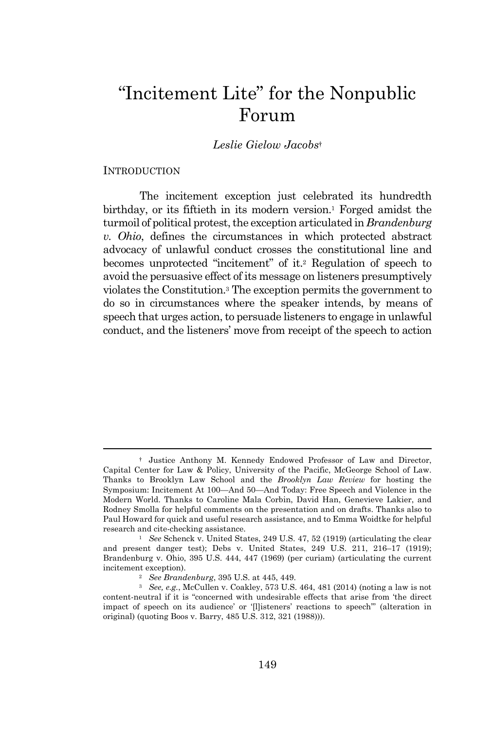# "Incitement Lite" for the Nonpublic Forum

*Leslie Gielow Jacobs*[†]

## INTRODUCTION

The incitement exception just celebrated its hundredth birthday, or its fiftieth in its modern version.[1] Forged amidst the turmoil of political protest, the exception articulated in *Brandenburg v. Ohio*, defines the circumstances in which protected abstract advocacy of unlawful conduct crosses the constitutional line and becomes unprotected "incitement" of it.[2] Regulation of speech to avoid the persuasive effect of its message on listeners presumptively violates the Constitution.[3] The exception permits the government to do so in circumstances where the speaker intends, by means of speech that urges action, to persuade listeners to engage in unlawful conduct, and the listeners' move from receipt of the speech to action

---

[†] Justice Anthony M. Kennedy Endowed Professor of Law and Director, Capital Center for Law & Policy, University of the Pacific, McGeorge School of Law. Thanks to Brooklyn Law School and the *Brooklyn Law Review* for hosting the Symposium: Incitement At 100—And 50—And Today: Free Speech and Violence in the Modern World. Thanks to Caroline Mala Corbin, David Han, Genevieve Lakier, and Rodney Smolla for helpful comments on the presentation and on drafts. Thanks also to Paul Howard for quick and useful research assistance, and to Emma Woidtke for helpful research and cite-checking assistance.

[1] *See* Schenck v. United States, 249 U.S. 47, 52 (1919) (articulating the clear and present danger test); Debs v. United States, 249 U.S. 211, 216–17 (1919); Brandenburg v. Ohio, 395 U.S. 444, 447 (1969) (per curiam) (articulating the current incitement exception).

[2] *See Brandenburg*, 395 U.S. at 445, 449.

[3] *See, e.g.*, McCullen v. Coakley, 573 U.S. 464, 481 (2014) (noting a law is not content-neutral if it is "concerned with undesirable effects that arise from 'the direct impact of speech on its audience' or '[l]isteners' reactions to speech'" (alteration in original) (quoting Boos v. Barry, 485 U.S. 312, 321 (1988))).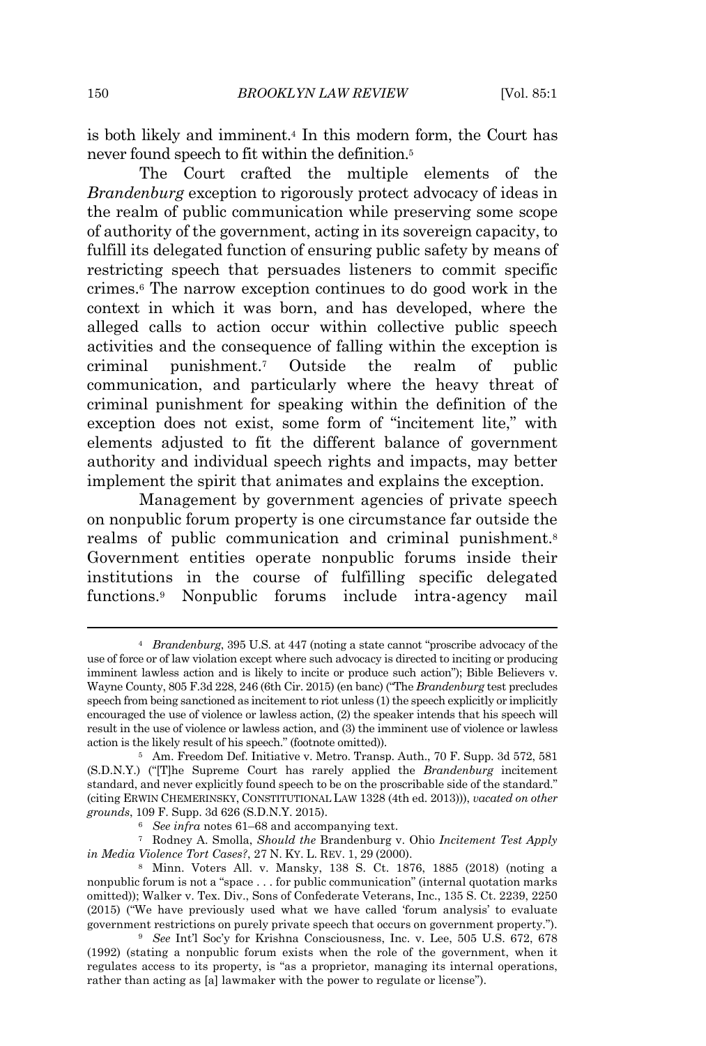is both likely and imminent.[4] In this modern form, the Court has never found speech to fit within the definition.[5]

The Court crafted the multiple elements of the *Brandenburg* exception to rigorously protect advocacy of ideas in the realm of public communication while preserving some scope of authority of the government, acting in its sovereign capacity, to fulfill its delegated function of ensuring public safety by means of restricting speech that persuades listeners to commit specific crimes.[6] The narrow exception continues to do good work in the context in which it was born, and has developed, where the alleged calls to action occur within collective public speech activities and the consequence of falling within the exception is criminal punishment.[7] Outside the realm of public communication, and particularly where the heavy threat of criminal punishment for speaking within the definition of the exception does not exist, some form of "incitement lite," with elements adjusted to fit the different balance of government authority and individual speech rights and impacts, may better implement the spirit that animates and explains the exception.

Management by government agencies of private speech on nonpublic forum property is one circumstance far outside the realms of public communication and criminal punishment.[8] Government entities operate nonpublic forums inside their institutions in the course of fulfilling specific delegated functions.[9] Nonpublic forums include intra-agency mail

---

[4] *Brandenburg*, 395 U.S. at 447 (noting a state cannot "proscribe advocacy of the use of force or of law violation except where such advocacy is directed to inciting or producing imminent lawless action and is likely to incite or produce such action"); Bible Believers v. Wayne County, 805 F.3d 228, 246 (6th Cir. 2015) (en banc) ("The *Brandenburg* test precludes speech from being sanctioned as incitement to riot unless (1) the speech explicitly or implicitly encouraged the use of violence or lawless action, (2) the speaker intends that his speech will result in the use of violence or lawless action, and (3) the imminent use of violence or lawless action is the likely result of his speech." (footnote omitted)).

[5] Am. Freedom Def. Initiative v. Metro. Transp. Auth., 70 F. Supp. 3d 572, 581 (S.D.N.Y.) ("[T]he Supreme Court has rarely applied the *Brandenburg* incitement standard, and never explicitly found speech to be on the proscribable side of the standard." (citing ERWIN CHEMERINSKY, CONSTITUTIONAL LAW 1328 (4th ed. 2013))), *vacated on other grounds*, 109 F. Supp. 3d 626 (S.D.N.Y. 2015).

[6] *See infra* notes 61–68 and accompanying text.

[7] Rodney A. Smolla, *Should the* Brandenburg v. Ohio *Incitement Test Apply in Media Violence Tort Cases?*, 27 N. KY. L. REV. 1, 29 (2000).

[8] Minn. Voters All. v. Mansky, 138 S. Ct. 1876, 1885 (2018) (noting a nonpublic forum is not a "space . . . for public communication" (internal quotation marks omitted)); Walker v. Tex. Div., Sons of Confederate Veterans, Inc., 135 S. Ct. 2239, 2250 (2015) ("We have previously used what we have called 'forum analysis' to evaluate government restrictions on purely private speech that occurs on government property.").

[9] *See* Int'l Soc'y for Krishna Consciousness, Inc. v. Lee, 505 U.S. 672, 678 (1992) (stating a nonpublic forum exists when the role of the government, when it regulates access to its property, is "as a proprietor, managing its internal operations, rather than acting as [a] lawmaker with the power to regulate or license").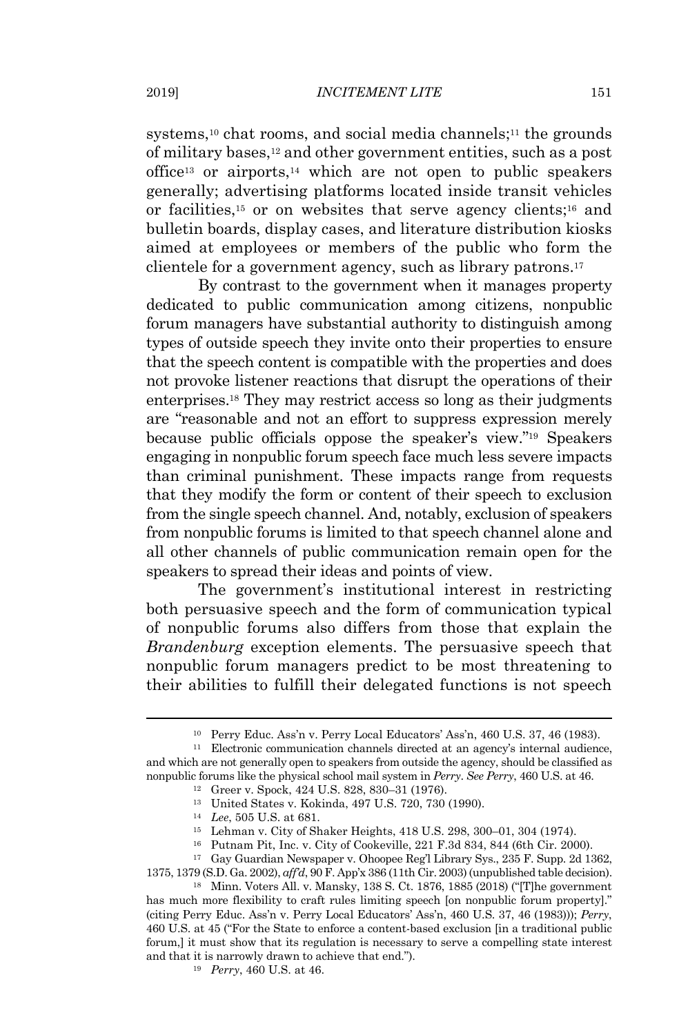systems,[10] chat rooms, and social media channels;[11] the grounds of military bases,[12] and other government entities, such as a post office[13] or airports,[14] which are not open to public speakers generally; advertising platforms located inside transit vehicles or facilities,[15] or on websites that serve agency clients;[16] and bulletin boards, display cases, and literature distribution kiosks aimed at employees or members of the public who form the clientele for a government agency, such as library patrons.[17]

By contrast to the government when it manages property dedicated to public communication among citizens, nonpublic forum managers have substantial authority to distinguish among types of outside speech they invite onto their properties to ensure that the speech content is compatible with the properties and does not provoke listener reactions that disrupt the operations of their enterprises.[18] They may restrict access so long as their judgments are "reasonable and not an effort to suppress expression merely because public officials oppose the speaker's view."[19] Speakers engaging in nonpublic forum speech face much less severe impacts than criminal punishment. These impacts range from requests that they modify the form or content of their speech to exclusion from the single speech channel. And, notably, exclusion of speakers from nonpublic forums is limited to that speech channel alone and all other channels of public communication remain open for the speakers to spread their ideas and points of view.

The government's institutional interest in restricting both persuasive speech and the form of communication typical of nonpublic forums also differs from those that explain the *Brandenburg* exception elements. The persuasive speech that nonpublic forum managers predict to be most threatening to their abilities to fulfill their delegated functions is not speech

---

[10] Perry Educ. Ass'n v. Perry Local Educators' Ass'n, 460 U.S. 37, 46 (1983).

[11] Electronic communication channels directed at an agency's internal audience, and which are not generally open to speakers from outside the agency, should be classified as nonpublic forums like the physical school mail system in *Perry*. *See Perry*, 460 U.S. at 46.

[12] Greer v. Spock, 424 U.S. 828, 830–31 (1976).

[13] United States v. Kokinda, 497 U.S. 720, 730 (1990).

[14] *Lee*, 505 U.S. at 681.

[15] Lehman v. City of Shaker Heights, 418 U.S. 298, 300–01, 304 (1974).

[16] Putnam Pit, Inc. v. City of Cookeville, 221 F.3d 834, 844 (6th Cir. 2000).

[17] Gay Guardian Newspaper v. Ohoopee Reg'l Library Sys., 235 F. Supp. 2d 1362, 1375, 1379 (S.D. Ga. 2002), *aff'd*, 90 F. App'x 386 (11th Cir. 2003) (unpublished table decision).

[18] Minn. Voters All. v. Mansky, 138 S. Ct. 1876, 1885 (2018) ("[T]he government has much more flexibility to craft rules limiting speech [on nonpublic forum property]." (citing Perry Educ. Ass'n v. Perry Local Educators' Ass'n, 460 U.S. 37, 46 (1983))); *Perry*, 460 U.S. at 45 ("For the State to enforce a content-based exclusion [in a traditional public forum,] it must show that its regulation is necessary to serve a compelling state interest and that it is narrowly drawn to achieve that end.").

[19] *Perry*, 460 U.S. at 46.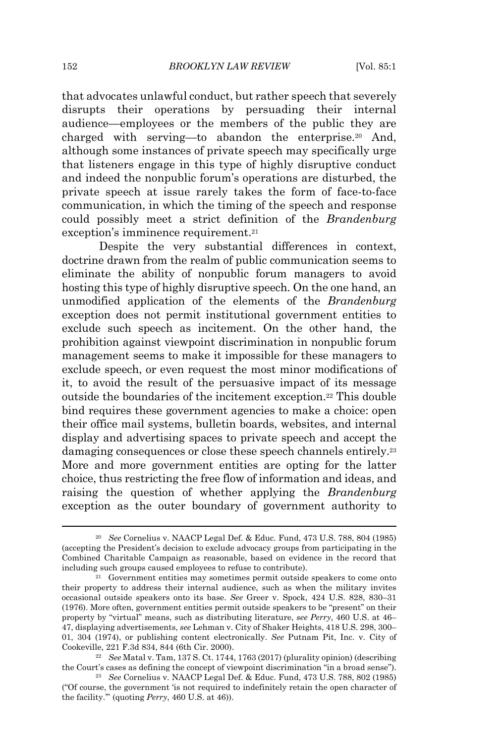that advocates unlawful conduct, but rather speech that severely disrupts their operations by persuading their internal audience—employees or the members of the public they are charged with serving—to abandon the enterprise.[20] And, although some instances of private speech may specifically urge that listeners engage in this type of highly disruptive conduct and indeed the nonpublic forum's operations are disturbed, the private speech at issue rarely takes the form of face-to-face communication, in which the timing of the speech and response could possibly meet a strict definition of the *Brandenburg* exception's imminence requirement.[21]

Despite the very substantial differences in context, doctrine drawn from the realm of public communication seems to eliminate the ability of nonpublic forum managers to avoid hosting this type of highly disruptive speech. On the one hand, an unmodified application of the elements of the *Brandenburg* exception does not permit institutional government entities to exclude such speech as incitement. On the other hand, the prohibition against viewpoint discrimination in nonpublic forum management seems to make it impossible for these managers to exclude speech, or even request the most minor modifications of it, to avoid the result of the persuasive impact of its message outside the boundaries of the incitement exception.[22] This double bind requires these government agencies to make a choice: open their office mail systems, bulletin boards, websites, and internal display and advertising spaces to private speech and accept the damaging consequences or close these speech channels entirely.[23] More and more government entities are opting for the latter choice, thus restricting the free flow of information and ideas, and raising the question of whether applying the *Brandenburg* exception as the outer boundary of government authority to

---

[20] *See* Cornelius v. NAACP Legal Def. & Educ. Fund, 473 U.S. 788, 804 (1985) (accepting the President's decision to exclude advocacy groups from participating in the Combined Charitable Campaign as reasonable, based on evidence in the record that including such groups caused employees to refuse to contribute).

[21] Government entities may sometimes permit outside speakers to come onto their property to address their internal audience, such as when the military invites occasional outside speakers onto its base. *See* Greer v. Spock, 424 U.S. 828, 830–31 (1976). More often, government entities permit outside speakers to be "present" on their property by "virtual" means, such as distributing literature, *see Perry*, 460 U.S. at 46–47, displaying advertisements, *see* Lehman v. City of Shaker Heights, 418 U.S. 298, 300–01, 304 (1974), or publishing content electronically. *See* Putnam Pit, Inc. v. City of Cookeville, 221 F.3d 834, 844 (6th Cir. 2000).

[22] *See* Matal v. Tam, 137 S. Ct. 1744, 1763 (2017) (plurality opinion) (describing the Court's cases as defining the concept of viewpoint discrimination "in a broad sense").

[23] *See* Cornelius v. NAACP Legal Def. & Educ. Fund, 473 U.S. 788, 802 (1985) ("Of course, the government 'is not required to indefinitely retain the open character of the facility.'" (quoting *Perry*, 460 U.S. at 46)).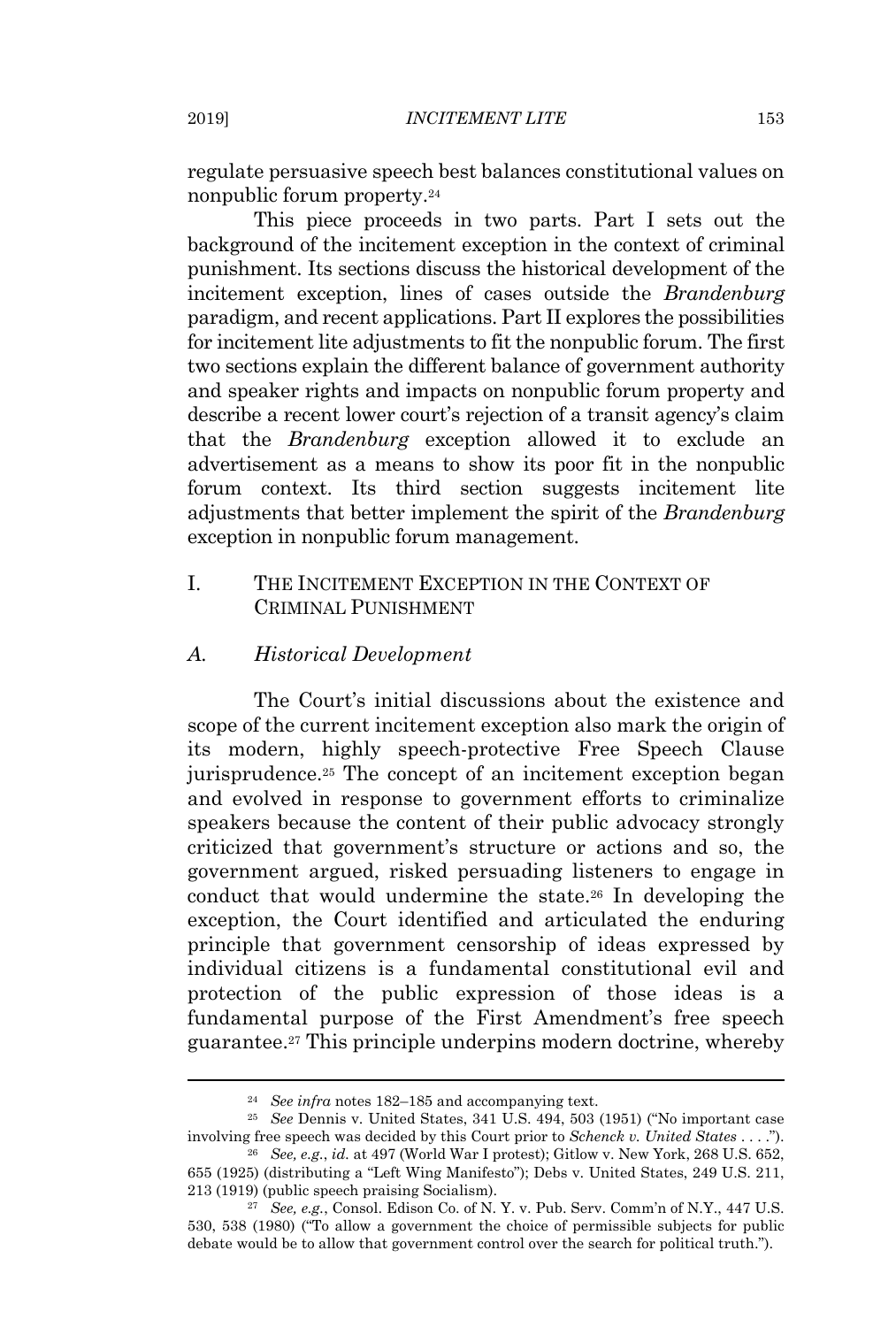regulate persuasive speech best balances constitutional values on nonpublic forum property.[24]

This piece proceeds in two parts. Part I sets out the background of the incitement exception in the context of criminal punishment. Its sections discuss the historical development of the incitement exception, lines of cases outside the *Brandenburg* paradigm, and recent applications. Part II explores the possibilities for incitement lite adjustments to fit the nonpublic forum. The first two sections explain the different balance of government authority and speaker rights and impacts on nonpublic forum property and describe a recent lower court's rejection of a transit agency's claim that the *Brandenburg* exception allowed it to exclude an advertisement as a means to show its poor fit in the nonpublic forum context. Its third section suggests incitement lite adjustments that better implement the spirit of the *Brandenburg* exception in nonpublic forum management.

## I. THE INCITEMENT EXCEPTION IN THE CONTEXT OF CRIMINAL PUNISHMENT

### *A. Historical Development*

The Court's initial discussions about the existence and scope of the current incitement exception also mark the origin of its modern, highly speech-protective Free Speech Clause jurisprudence.[25] The concept of an incitement exception began and evolved in response to government efforts to criminalize speakers because the content of their public advocacy strongly criticized that government's structure or actions and so, the government argued, risked persuading listeners to engage in conduct that would undermine the state.[26] In developing the exception, the Court identified and articulated the enduring principle that government censorship of ideas expressed by individual citizens is a fundamental constitutional evil and protection of the public expression of those ideas is a fundamental purpose of the First Amendment's free speech guarantee.[27] This principle underpins modern doctrine, whereby

---

[24] *See infra* notes 182–185 and accompanying text.

[25] *See* Dennis v. United States, 341 U.S. 494, 503 (1951) ("No important case involving free speech was decided by this Court prior to *Schenck v. United States* . . . .").

[26] *See, e.g.*, *id.* at 497 (World War I protest); Gitlow v. New York, 268 U.S. 652, 655 (1925) (distributing a "Left Wing Manifesto"); Debs v. United States, 249 U.S. 211, 213 (1919) (public speech praising Socialism).

[27] *See, e.g.*, Consol. Edison Co. of N. Y. v. Pub. Serv. Comm'n of N.Y., 447 U.S. 530, 538 (1980) ("To allow a government the choice of permissible subjects for public debate would be to allow that government control over the search for political truth.").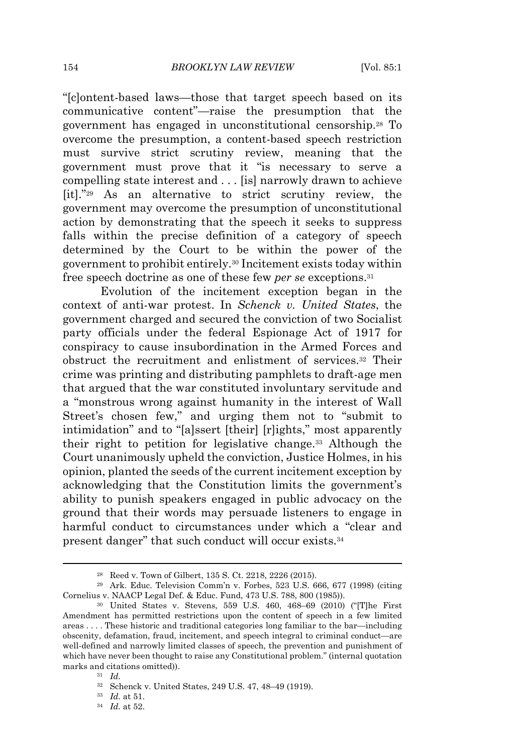"[c]ontent-based laws—those that target speech based on its communicative content"—raise the presumption that the government has engaged in unconstitutional censorship.[28] To overcome the presumption, a content-based speech restriction must survive strict scrutiny review, meaning that the government must prove that it "is necessary to serve a compelling state interest and . . . [is] narrowly drawn to achieve [it]."[29] As an alternative to strict scrutiny review, the government may overcome the presumption of unconstitutional action by demonstrating that the speech it seeks to suppress falls within the precise definition of a category of speech determined by the Court to be within the power of the government to prohibit entirely.[30] Incitement exists today within free speech doctrine as one of these few *per se* exceptions.[31]

Evolution of the incitement exception began in the context of anti-war protest. In *Schenck v. United States*, the government charged and secured the conviction of two Socialist party officials under the federal Espionage Act of 1917 for conspiracy to cause insubordination in the Armed Forces and obstruct the recruitment and enlistment of services.[32] Their crime was printing and distributing pamphlets to draft-age men that argued that the war constituted involuntary servitude and a "monstrous wrong against humanity in the interest of Wall Street's chosen few," and urging them not to "submit to intimidation" and to "[a]ssert [their] [r]ights," most apparently their right to petition for legislative change.[33] Although the Court unanimously upheld the conviction, Justice Holmes, in his opinion, planted the seeds of the current incitement exception by acknowledging that the Constitution limits the government's ability to punish speakers engaged in public advocacy on the ground that their words may persuade listeners to engage in harmful conduct to circumstances under which a "clear and present danger" that such conduct will occur exists.[34]

---

[28] Reed v. Town of Gilbert, 135 S. Ct. 2218, 2226 (2015).

[29] Ark. Educ. Television Comm'n v. Forbes, 523 U.S. 666, 677 (1998) (citing Cornelius v. NAACP Legal Def. & Educ. Fund, 473 U.S. 788, 800 (1985)).

[30] United States v. Stevens, 559 U.S. 460, 468–69 (2010) ("[T]he First Amendment has permitted restrictions upon the content of speech in a few limited areas . . . . These historic and traditional categories long familiar to the bar—including obscenity, defamation, fraud, incitement, and speech integral to criminal conduct—are well-defined and narrowly limited classes of speech, the prevention and punishment of which have never been thought to raise any Constitutional problem." (internal quotation marks and citations omitted)).

[31] *Id.*

[32] Schenck v. United States, 249 U.S. 47, 48–49 (1919).

[33] *Id.* at 51.

[34] *Id.* at 52.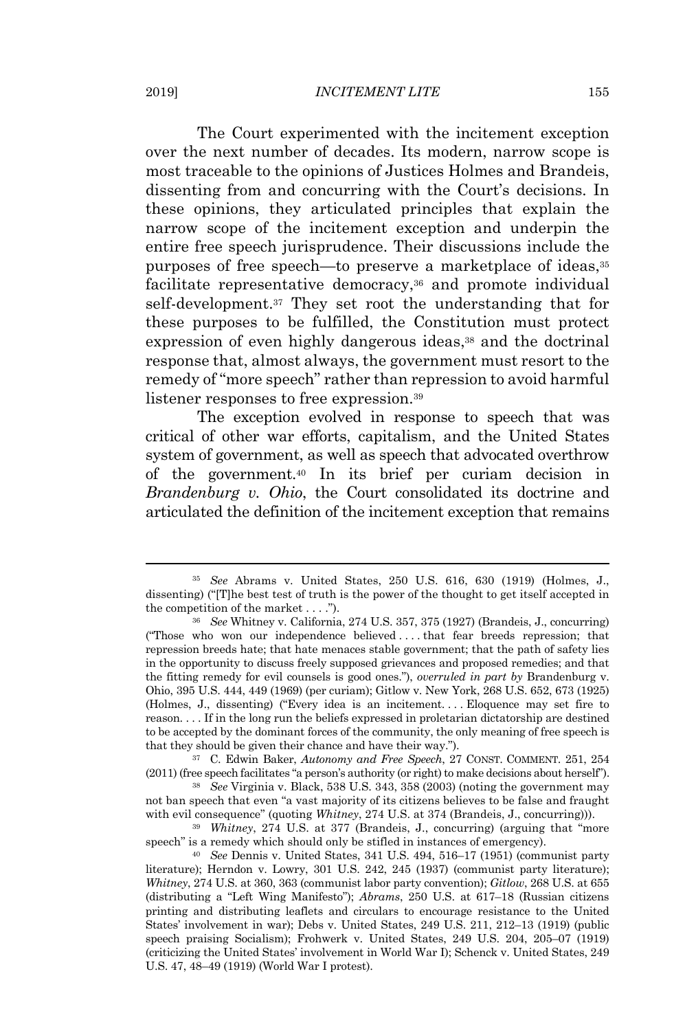The Court experimented with the incitement exception over the next number of decades. Its modern, narrow scope is most traceable to the opinions of Justices Holmes and Brandeis, dissenting from and concurring with the Court's decisions. In these opinions, they articulated principles that explain the narrow scope of the incitement exception and underpin the entire free speech jurisprudence. Their discussions include the purposes of free speech—to preserve a marketplace of ideas,[35] facilitate representative democracy,[36] and promote individual self-development.[37] They set root the understanding that for these purposes to be fulfilled, the Constitution must protect expression of even highly dangerous ideas,[38] and the doctrinal response that, almost always, the government must resort to the remedy of "more speech" rather than repression to avoid harmful listener responses to free expression.[39]

The exception evolved in response to speech that was critical of other war efforts, capitalism, and the United States system of government, as well as speech that advocated overthrow of the government.[40] In its brief per curiam decision in *Brandenburg v. Ohio*, the Court consolidated its doctrine and articulated the definition of the incitement exception that remains

---

[35] *See* Abrams v. United States, 250 U.S. 616, 630 (1919) (Holmes, J., dissenting) ("[T]he best test of truth is the power of the thought to get itself accepted in the competition of the market . . . .").

[36] *See* Whitney v. California, 274 U.S. 357, 375 (1927) (Brandeis, J., concurring) ("Those who won our independence believed . . . . that fear breeds repression; that repression breeds hate; that hate menaces stable government; that the path of safety lies in the opportunity to discuss freely supposed grievances and proposed remedies; and that the fitting remedy for evil counsels is good ones."), *overruled in part by* Brandenburg v. Ohio, 395 U.S. 444, 449 (1969) (per curiam); Gitlow v. New York, 268 U.S. 652, 673 (1925) (Holmes, J., dissenting) ("Every idea is an incitement. . . . Eloquence may set fire to reason. . . . If in the long run the beliefs expressed in proletarian dictatorship are destined to be accepted by the dominant forces of the community, the only meaning of free speech is that they should be given their chance and have their way.").

[37] C. Edwin Baker, *Autonomy and Free Speech*, 27 CONST. COMMENT. 251, 254 (2011) (free speech facilitates "a person's authority (or right) to make decisions about herself").

[38] *See* Virginia v. Black, 538 U.S. 343, 358 (2003) (noting the government may not ban speech that even "a vast majority of its citizens believes to be false and fraught with evil consequence" (quoting *Whitney*, 274 U.S. at 374 (Brandeis, J., concurring))).

[39] *Whitney*, 274 U.S. at 377 (Brandeis, J., concurring) (arguing that "more speech" is a remedy which should only be stifled in instances of emergency).

[40] *See* Dennis v. United States, 341 U.S. 494, 516–17 (1951) (communist party literature); Herndon v. Lowry, 301 U.S. 242, 245 (1937) (communist party literature); *Whitney*, 274 U.S. at 360, 363 (communist labor party convention); *Gitlow*, 268 U.S. at 655 (distributing a "Left Wing Manifesto"); *Abrams*, 250 U.S. at 617–18 (Russian citizens printing and distributing leaflets and circulars to encourage resistance to the United States' involvement in war); Debs v. United States, 249 U.S. 211, 212–13 (1919) (public speech praising Socialism); Frohwerk v. United States, 249 U.S. 204, 205–07 (1919) (criticizing the United States' involvement in World War I); Schenck v. United States, 249 U.S. 47, 48–49 (1919) (World War I protest).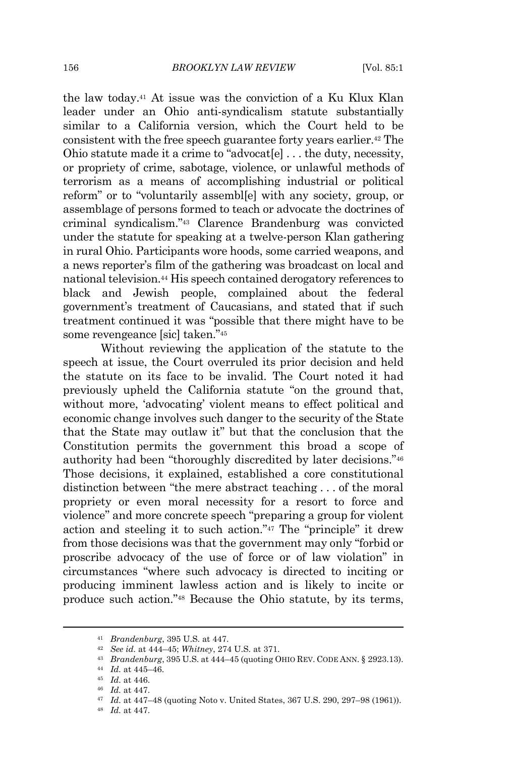the law today.[41] At issue was the conviction of a Ku Klux Klan leader under an Ohio anti-syndicalism statute substantially similar to a California version, which the Court held to be consistent with the free speech guarantee forty years earlier.[42] The Ohio statute made it a crime to "advocat[e] . . . the duty, necessity, or propriety of crime, sabotage, violence, or unlawful methods of terrorism as a means of accomplishing industrial or political reform" or to "voluntarily assembl[e] with any society, group, or assemblage of persons formed to teach or advocate the doctrines of criminal syndicalism."[43] Clarence Brandenburg was convicted under the statute for speaking at a twelve-person Klan gathering in rural Ohio. Participants wore hoods, some carried weapons, and a news reporter's film of the gathering was broadcast on local and national television.[44] His speech contained derogatory references to black and Jewish people, complained about the federal government's treatment of Caucasians, and stated that if such treatment continued it was "possible that there might have to be some revengeance [sic] taken."[45]

Without reviewing the application of the statute to the speech at issue, the Court overruled its prior decision and held the statute on its face to be invalid. The Court noted it had previously upheld the California statute "on the ground that, without more, 'advocating' violent means to effect political and economic change involves such danger to the security of the State that the State may outlaw it" but that the conclusion that the Constitution permits the government this broad a scope of authority had been "thoroughly discredited by later decisions."[46] Those decisions, it explained, established a core constitutional distinction between "the mere abstract teaching . . . of the moral propriety or even moral necessity for a resort to force and violence" and more concrete speech "preparing a group for violent action and steeling it to such action."[47] The "principle" it drew from those decisions was that the government may only "forbid or proscribe advocacy of the use of force or of law violation" in circumstances "where such advocacy is directed to inciting or producing imminent lawless action and is likely to incite or produce such action."[48] Because the Ohio statute, by its terms,

---

[41] *Brandenburg*, 395 U.S. at 447.

[42] *See id.* at 444–45; *Whitney*, 274 U.S. at 371.

[43] *Brandenburg*, 395 U.S. at 444–45 (quoting OHIO REV. CODE ANN. § 2923.13).

[44] *Id.* at 445–46.

[45] *Id.* at 446.

[46] *Id.* at 447.

[47] *Id.* at 447–48 (quoting Noto v. United States, 367 U.S. 290, 297–98 (1961)).

[48] *Id.* at 447.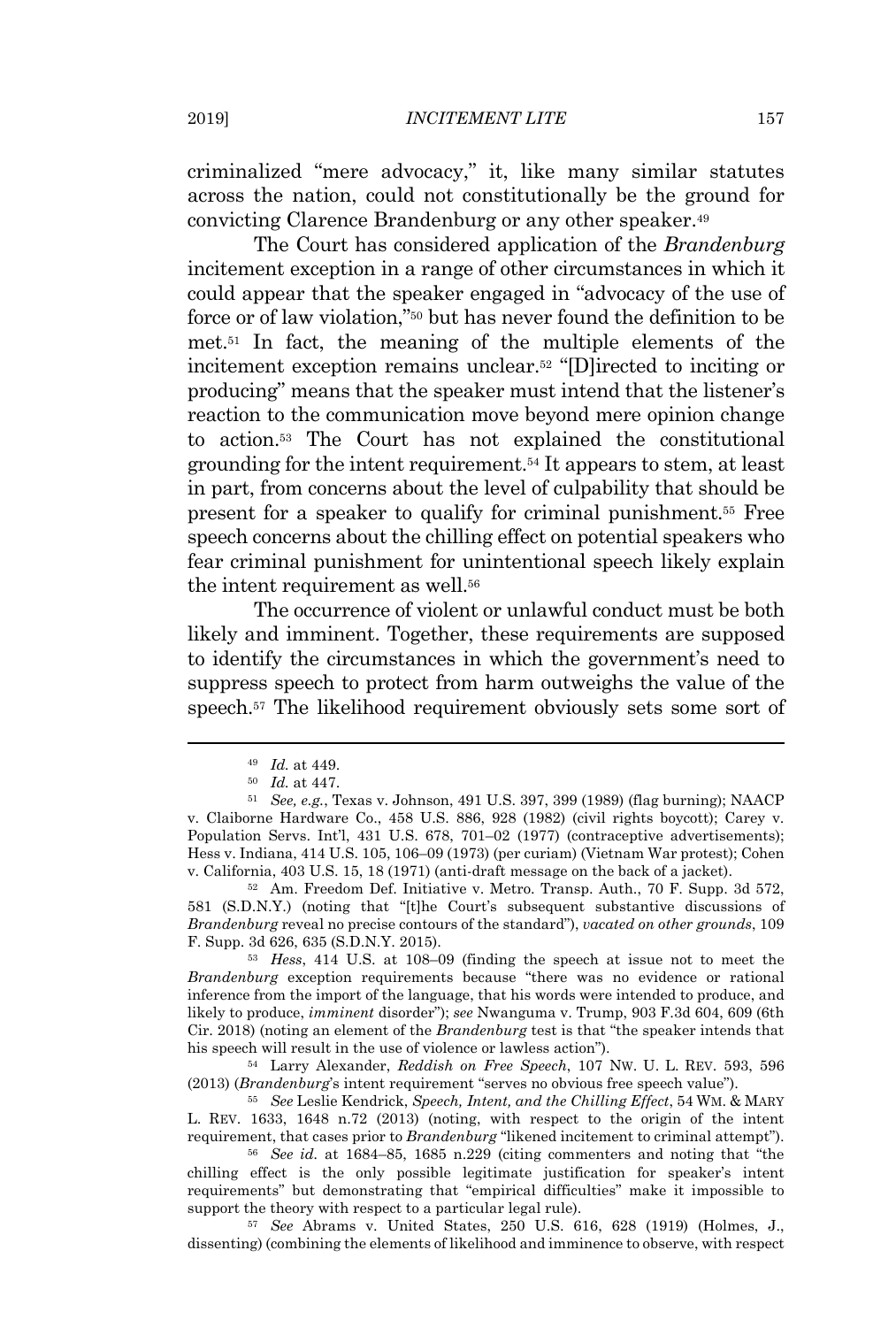criminalized "mere advocacy," it, like many similar statutes across the nation, could not constitutionally be the ground for convicting Clarence Brandenburg or any other speaker.[49]

The Court has considered application of the *Brandenburg* incitement exception in a range of other circumstances in which it could appear that the speaker engaged in "advocacy of the use of force or of law violation,"[50] but has never found the definition to be met.[51] In fact, the meaning of the multiple elements of the incitement exception remains unclear.[52] "[D]irected to inciting or producing" means that the speaker must intend that the listener's reaction to the communication move beyond mere opinion change to action.[53] The Court has not explained the constitutional grounding for the intent requirement.[54] It appears to stem, at least in part, from concerns about the level of culpability that should be present for a speaker to qualify for criminal punishment.[55] Free speech concerns about the chilling effect on potential speakers who fear criminal punishment for unintentional speech likely explain the intent requirement as well.[56]

The occurrence of violent or unlawful conduct must be both likely and imminent. Together, these requirements are supposed to identify the circumstances in which the government's need to suppress speech to protect from harm outweighs the value of the speech.[57] The likelihood requirement obviously sets some sort of

---

[49] *Id.* at 449.

[50] *Id.* at 447.

[51] *See, e.g.*, Texas v. Johnson, 491 U.S. 397, 399 (1989) (flag burning); NAACP v. Claiborne Hardware Co., 458 U.S. 886, 928 (1982) (civil rights boycott); Carey v. Population Servs. Int'l, 431 U.S. 678, 701–02 (1977) (contraceptive advertisements); Hess v. Indiana, 414 U.S. 105, 106–09 (1973) (per curiam) (Vietnam War protest); Cohen v. California, 403 U.S. 15, 18 (1971) (anti-draft message on the back of a jacket).

[52] Am. Freedom Def. Initiative v. Metro. Transp. Auth., 70 F. Supp. 3d 572, 581 (S.D.N.Y.) (noting that "[t]he Court's subsequent substantive discussions of *Brandenburg* reveal no precise contours of the standard"), *vacated on other grounds*, 109 F. Supp. 3d 626, 635 (S.D.N.Y. 2015).

[53] *Hess*, 414 U.S. at 108–09 (finding the speech at issue not to meet the *Brandenburg* exception requirements because "there was no evidence or rational inference from the import of the language, that his words were intended to produce, and likely to produce, *imminent* disorder"); *see* Nwanguma v. Trump, 903 F.3d 604, 609 (6th Cir. 2018) (noting an element of the *Brandenburg* test is that "the speaker intends that his speech will result in the use of violence or lawless action").

[54] Larry Alexander, *Reddish on Free Speech*, 107 NW. U. L. REV. 593, 596 (2013) (*Brandenburg*'s intent requirement "serves no obvious free speech value").

[55] *See* Leslie Kendrick, *Speech, Intent, and the Chilling Effect*, 54 WM. & MARY L. REV. 1633, 1648 n.72 (2013) (noting, with respect to the origin of the intent requirement, that cases prior to *Brandenburg* "likened incitement to criminal attempt").

[56] *See id.* at 1684–85, 1685 n.229 (citing commenters and noting that "the chilling effect is the only possible legitimate justification for speaker's intent requirements" but demonstrating that "empirical difficulties" make it impossible to support the theory with respect to a particular legal rule).

[57] *See* Abrams v. United States, 250 U.S. 616, 628 (1919) (Holmes, J., dissenting) (combining the elements of likelihood and imminence to observe, with respect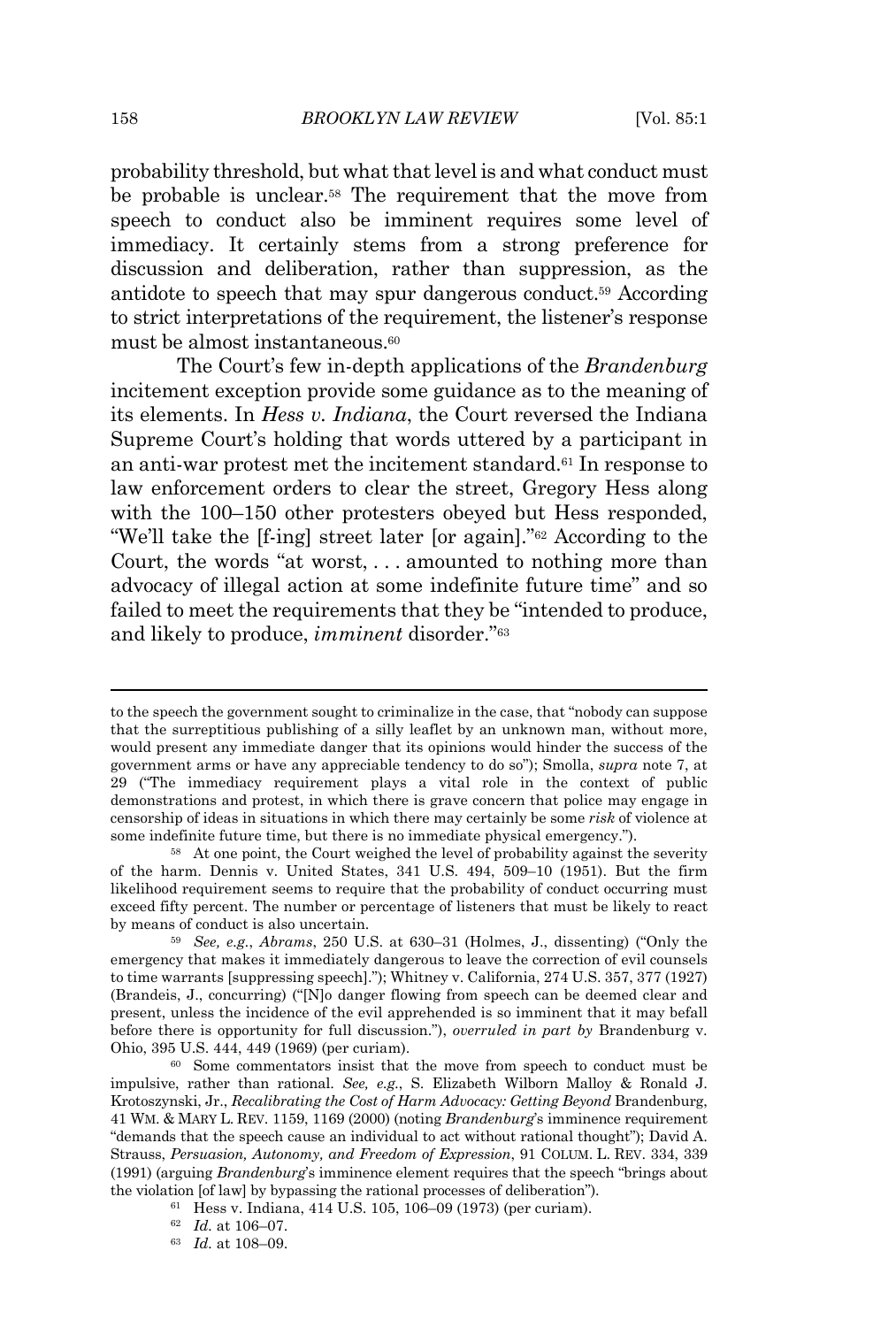probability threshold, but what that level is and what conduct must be probable is unclear.[58] The requirement that the move from speech to conduct also be imminent requires some level of immediacy. It certainly stems from a strong preference for discussion and deliberation, rather than suppression, as the antidote to speech that may spur dangerous conduct.[59] According to strict interpretations of the requirement, the listener's response must be almost instantaneous.[60]

The Court's few in-depth applications of the *Brandenburg* incitement exception provide some guidance as to the meaning of its elements. In *Hess v. Indiana*, the Court reversed the Indiana Supreme Court's holding that words uttered by a participant in an anti-war protest met the incitement standard.[61] In response to law enforcement orders to clear the street, Gregory Hess along with the 100–150 other protesters obeyed but Hess responded, "We'll take the [f-ing] street later [or again]."[62] According to the Court, the words "at worst, . . . amounted to nothing more than advocacy of illegal action at some indefinite future time" and so failed to meet the requirements that they be "intended to produce, and likely to produce, *imminent* disorder."[63]

---

to the speech the government sought to criminalize in the case, that "nobody can suppose that the surreptitious publishing of a silly leaflet by an unknown man, without more, would present any immediate danger that its opinions would hinder the success of the government arms or have any appreciable tendency to do so"); Smolla, *supra* note 7, at 29 ("The immediacy requirement plays a vital role in the context of public demonstrations and protest, in which there is grave concern that police may engage in censorship of ideas in situations in which there may certainly be some *risk* of violence at some indefinite future time, but there is no immediate physical emergency.").

[58] At one point, the Court weighed the level of probability against the severity of the harm. Dennis v. United States, 341 U.S. 494, 509–10 (1951). But the firm likelihood requirement seems to require that the probability of conduct occurring must exceed fifty percent. The number or percentage of listeners that must be likely to react by means of conduct is also uncertain.

[59] *See, e.g.*, *Abrams*, 250 U.S. at 630–31 (Holmes, J., dissenting) ("Only the emergency that makes it immediately dangerous to leave the correction of evil counsels to time warrants [suppressing speech]."); Whitney v. California, 274 U.S. 357, 377 (1927) (Brandeis, J., concurring) ("[N]o danger flowing from speech can be deemed clear and present, unless the incidence of the evil apprehended is so imminent that it may befall before there is opportunity for full discussion."), *overruled in part by* Brandenburg v. Ohio, 395 U.S. 444, 449 (1969) (per curiam).

[60] Some commentators insist that the move from speech to conduct must be impulsive, rather than rational. *See, e.g.*, S. Elizabeth Wilborn Malloy & Ronald J. Krotoszynski, Jr., *Recalibrating the Cost of Harm Advocacy: Getting Beyond* Brandenburg, 41 WM. & MARY L. REV. 1159, 1169 (2000) (noting *Brandenburg*'s imminence requirement "demands that the speech cause an individual to act without rational thought"); David A. Strauss, *Persuasion, Autonomy, and Freedom of Expression*, 91 COLUM. L. REV. 334, 339 (1991) (arguing *Brandenburg*'s imminence element requires that the speech "brings about the violation [of law] by bypassing the rational processes of deliberation").

[61] Hess v. Indiana, 414 U.S. 105, 106–09 (1973) (per curiam).

[62] *Id.* at 106–07.

[63] *Id.* at 108–09.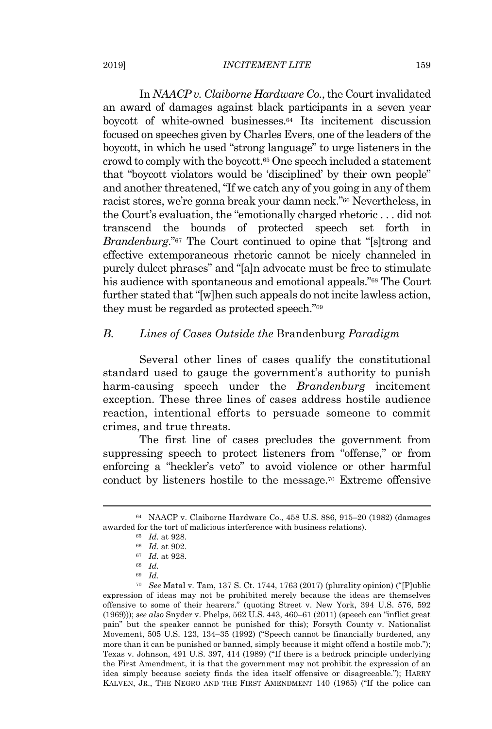In *NAACP v. Claiborne Hardware Co.*, the Court invalidated an award of damages against black participants in a seven year boycott of white-owned businesses.[64] Its incitement discussion focused on speeches given by Charles Evers, one of the leaders of the boycott, in which he used "strong language" to urge listeners in the crowd to comply with the boycott.[65] One speech included a statement that "boycott violators would be 'disciplined' by their own people" and another threatened, "If we catch any of you going in any of them racist stores, we're gonna break your damn neck."[66] Nevertheless, in the Court's evaluation, the "emotionally charged rhetoric . . . did not transcend the bounds of protected speech set forth in *Brandenburg*."[67] The Court continued to opine that "[s]trong and effective extemporaneous rhetoric cannot be nicely channeled in purely dulcet phrases" and "[a]n advocate must be free to stimulate his audience with spontaneous and emotional appeals."[68] The Court further stated that "[w]hen such appeals do not incite lawless action, they must be regarded as protected speech."[69]

### *B. Lines of Cases Outside the* Brandenburg *Paradigm*

Several other lines of cases qualify the constitutional standard used to gauge the government's authority to punish harm-causing speech under the *Brandenburg* incitement exception. These three lines of cases address hostile audience reaction, intentional efforts to persuade someone to commit crimes, and true threats.

The first line of cases precludes the government from suppressing speech to protect listeners from "offense," or from enforcing a "heckler's veto" to avoid violence or other harmful conduct by listeners hostile to the message.[70] Extreme offensive

---

[64] NAACP v. Claiborne Hardware Co., 458 U.S. 886, 915–20 (1982) (damages awarded for the tort of malicious interference with business relations).

[65] *Id.* at 928.

[66] *Id.* at 902.

[67] *Id.* at 928.

[68] *Id.*

[69] *Id.*

[70] *See* Matal v. Tam, 137 S. Ct. 1744, 1763 (2017) (plurality opinion) ("[P]ublic expression of ideas may not be prohibited merely because the ideas are themselves offensive to some of their hearers." (quoting Street v. New York, 394 U.S. 576, 592 (1969))); *see also* Snyder v. Phelps, 562 U.S. 443, 460–61 (2011) (speech can "inflict great pain" but the speaker cannot be punished for this); Forsyth County v. Nationalist Movement, 505 U.S. 123, 134–35 (1992) ("Speech cannot be financially burdened, any more than it can be punished or banned, simply because it might offend a hostile mob."); Texas v. Johnson, 491 U.S. 397, 414 (1989) ("If there is a bedrock principle underlying the First Amendment, it is that the government may not prohibit the expression of an idea simply because society finds the idea itself offensive or disagreeable."); HARRY KALVEN, JR., THE NEGRO AND THE FIRST AMENDMENT 140 (1965) ("If the police can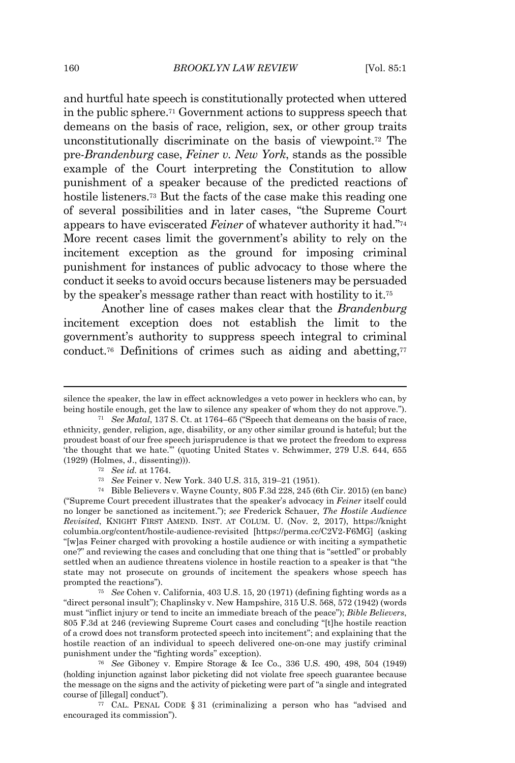and hurtful hate speech is constitutionally protected when uttered in the public sphere.[71] Government actions to suppress speech that demeans on the basis of race, religion, sex, or other group traits unconstitutionally discriminate on the basis of viewpoint.[72] The pre-*Brandenburg* case, *Feiner v. New York*, stands as the possible example of the Court interpreting the Constitution to allow punishment of a speaker because of the predicted reactions of hostile listeners.[73] But the facts of the case make this reading one of several possibilities and in later cases, "the Supreme Court appears to have eviscerated *Feiner* of whatever authority it had."[74] More recent cases limit the government's ability to rely on the incitement exception as the ground for imposing criminal punishment for instances of public advocacy to those where the conduct it seeks to avoid occurs because listeners may be persuaded by the speaker's message rather than react with hostility to it.[75]

Another line of cases makes clear that the *Brandenburg* incitement exception does not establish the limit to the government's authority to suppress speech integral to criminal conduct.[76] Definitions of crimes such as aiding and abetting,[77]

---

silence the speaker, the law in effect acknowledges a veto power in hecklers who can, by being hostile enough, get the law to silence any speaker of whom they do not approve.").

[71] *See Matal*, 137 S. Ct. at 1764–65 ("Speech that demeans on the basis of race, ethnicity, gender, religion, age, disability, or any other similar ground is hateful; but the proudest boast of our free speech jurisprudence is that we protect the freedom to express 'the thought that we hate.'" (quoting United States v. Schwimmer, 279 U.S. 644, 655 (1929) (Holmes, J., dissenting))).

[72] *See id.* at 1764.

[73] *See* Feiner v. New York. 340 U.S. 315, 319–21 (1951).

[74] Bible Believers v. Wayne County, 805 F.3d 228, 245 (6th Cir. 2015) (en banc) ("Supreme Court precedent illustrates that the speaker's advocacy in *Feiner* itself could no longer be sanctioned as incitement."); *see* Frederick Schauer, *The Hostile Audience Revisited*, KNIGHT FIRST AMEND. INST. AT COLUM. U. (Nov. 2, 2017), https://knightcolumbia.org/content/hostile-audience-revisited [https://perma.cc/C2V2-F6MG] (asking "[w]as Feiner charged with provoking a hostile audience or with inciting a sympathetic one?" and reviewing the cases and concluding that one thing that is "settled" or probably settled when an audience threatens violence in hostile reaction to a speaker is that "the state may not prosecute on grounds of incitement the speakers whose speech has prompted the reactions").

[75] *See* Cohen v. California, 403 U.S. 15, 20 (1971) (defining fighting words as a "direct personal insult"); Chaplinsky v. New Hampshire, 315 U.S. 568, 572 (1942) (words must "inflict injury or tend to incite an immediate breach of the peace"); *Bible Believers*, 805 F.3d at 246 (reviewing Supreme Court cases and concluding "[t]he hostile reaction of a crowd does not transform protected speech into incitement"; and explaining that the hostile reaction of an individual to speech delivered one-on-one may justify criminal punishment under the "fighting words" exception).

[76] *See* Giboney v. Empire Storage & Ice Co., 336 U.S. 490, 498, 504 (1949) (holding injunction against labor picketing did not violate free speech guarantee because the message on the signs and the activity of picketing were part of "a single and integrated course of [illegal] conduct").

[77] CAL. PENAL CODE § 31 (criminalizing a person who has "advised and encouraged its commission").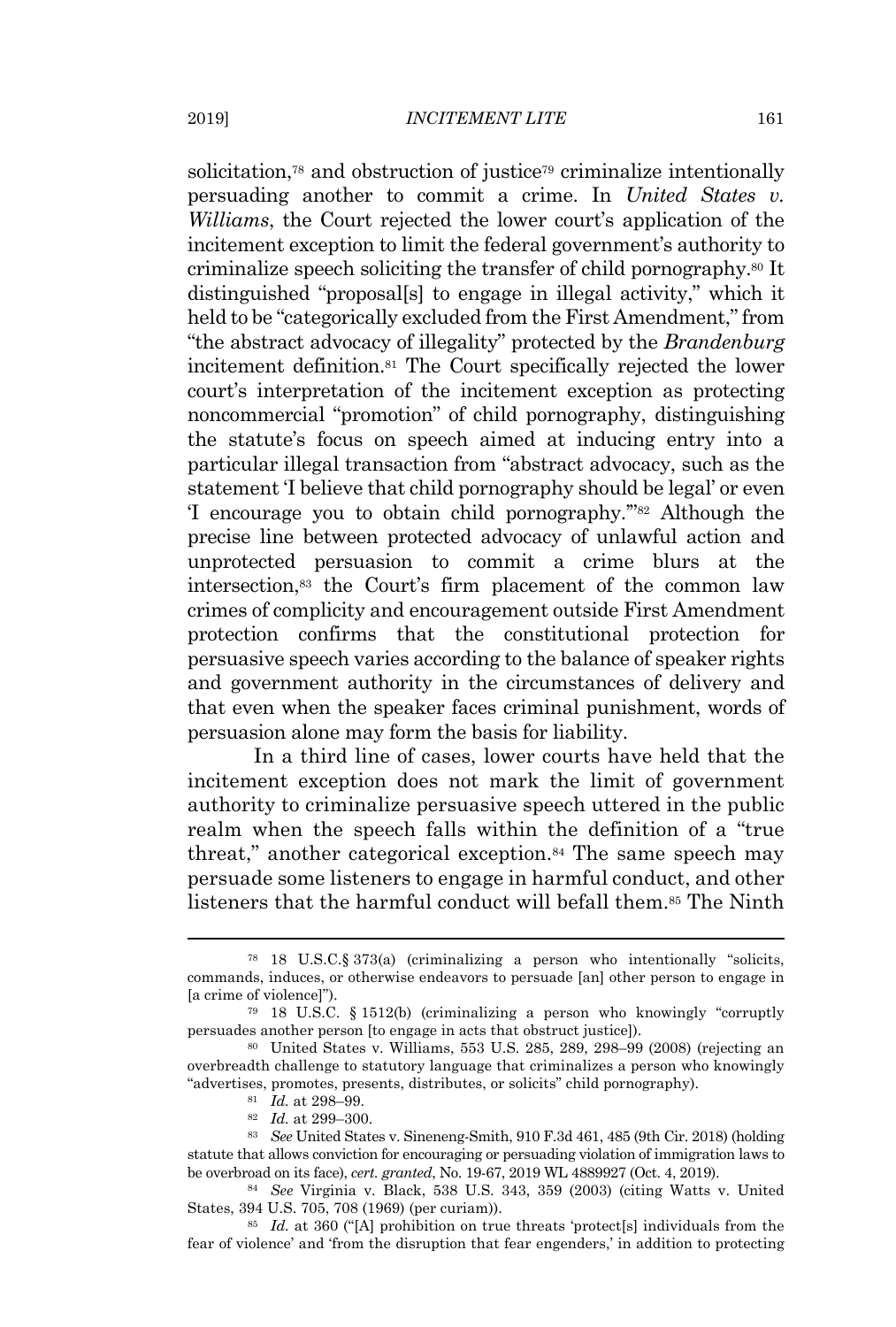solicitation,[78] and obstruction of justice[79] criminalize intentionally persuading another to commit a crime. In *United States v. Williams*, the Court rejected the lower court's application of the incitement exception to limit the federal government's authority to criminalize speech soliciting the transfer of child pornography.[80] It distinguished "proposal[s] to engage in illegal activity," which it held to be "categorically excluded from the First Amendment," from "the abstract advocacy of illegality" protected by the *Brandenburg* incitement definition.[81] The Court specifically rejected the lower court's interpretation of the incitement exception as protecting noncommercial "promotion" of child pornography, distinguishing the statute's focus on speech aimed at inducing entry into a particular illegal transaction from "abstract advocacy, such as the statement 'I believe that child pornography should be legal' or even 'I encourage you to obtain child pornography.'"[82] Although the precise line between protected advocacy of unlawful action and unprotected persuasion to commit a crime blurs at the intersection,[83] the Court's firm placement of the common law crimes of complicity and encouragement outside First Amendment protection confirms that the constitutional protection for persuasive speech varies according to the balance of speaker rights and government authority in the circumstances of delivery and that even when the speaker faces criminal punishment, words of persuasion alone may form the basis for liability.

In a third line of cases, lower courts have held that the incitement exception does not mark the limit of government authority to criminalize persuasive speech uttered in the public realm when the speech falls within the definition of a "true threat," another categorical exception.[84] The same speech may persuade some listeners to engage in harmful conduct, and other listeners that the harmful conduct will befall them.[85] The Ninth

---

[78] 18 U.S.C.§ 373(a) (criminalizing a person who intentionally "solicits, commands, induces, or otherwise endeavors to persuade [an] other person to engage in [a crime of violence]").

[79] 18 U.S.C. § 1512(b) (criminalizing a person who knowingly "corruptly persuades another person [to engage in acts that obstruct justice]).

[80] United States v. Williams, 553 U.S. 285, 289, 298–99 (2008) (rejecting an overbreadth challenge to statutory language that criminalizes a person who knowingly "advertises, promotes, presents, distributes, or solicits" child pornography).

[81] *Id.* at 298–99.

[82] *Id.* at 299–300.

[83] *See* United States v. Sineneng-Smith, 910 F.3d 461, 485 (9th Cir. 2018) (holding statute that allows conviction for encouraging or persuading violation of immigration laws to be overbroad on its face), *cert. granted*, No. 19-67, 2019 WL 4889927 (Oct. 4, 2019).

[84] *See* Virginia v. Black, 538 U.S. 343, 359 (2003) (citing Watts v. United States, 394 U.S. 705, 708 (1969) (per curiam)).

[85] *Id.* at 360 ("[A] prohibition on true threats 'protect[s] individuals from the fear of violence' and 'from the disruption that fear engenders,' in addition to protecting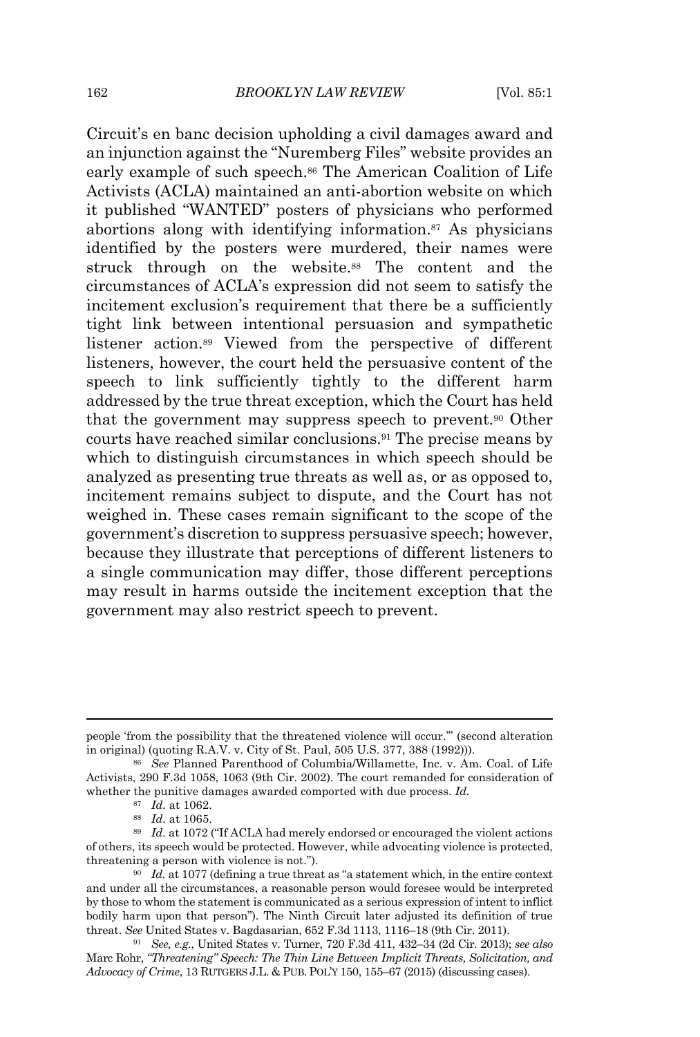Circuit's en banc decision upholding a civil damages award and an injunction against the "Nuremberg Files" website provides an early example of such speech.[86] The American Coalition of Life Activists (ACLA) maintained an anti-abortion website on which it published "WANTED" posters of physicians who performed abortions along with identifying information.[87] As physicians identified by the posters were murdered, their names were struck through on the website.[88] The content and the circumstances of ACLA's expression did not seem to satisfy the incitement exclusion's requirement that there be a sufficiently tight link between intentional persuasion and sympathetic listener action.[89] Viewed from the perspective of different listeners, however, the court held the persuasive content of the speech to link sufficiently tightly to the different harm addressed by the true threat exception, which the Court has held that the government may suppress speech to prevent.[90] Other courts have reached similar conclusions.[91] The precise means by which to distinguish circumstances in which speech should be analyzed as presenting true threats as well as, or as opposed to, incitement remains subject to dispute, and the Court has not weighed in. These cases remain significant to the scope of the government's discretion to suppress persuasive speech; however, because they illustrate that perceptions of different listeners to a single communication may differ, those different perceptions may result in harms outside the incitement exception that the government may also restrict speech to prevent.

---

people 'from the possibility that the threatened violence will occur.'" (second alteration in original) (quoting R.A.V. v. City of St. Paul, 505 U.S. 377, 388 (1992))).

[86] *See* Planned Parenthood of Columbia/Willamette, Inc. v. Am. Coal. of Life Activists, 290 F.3d 1058, 1063 (9th Cir. 2002). The court remanded for consideration of whether the punitive damages awarded comported with due process. *Id.*

[87] *Id.* at 1062.

[88] *Id.* at 1065.

[89] *Id.* at 1072 ("If ACLA had merely endorsed or encouraged the violent actions of others, its speech would be protected. However, while advocating violence is protected, threatening a person with violence is not.").

[90] *Id.* at 1077 (defining a true threat as "a statement which, in the entire context and under all the circumstances, a reasonable person would foresee would be interpreted by those to whom the statement is communicated as a serious expression of intent to inflict bodily harm upon that person"). The Ninth Circuit later adjusted its definition of true threat. *See* United States v. Bagdasarian, 652 F.3d 1113, 1116–18 (9th Cir. 2011).

[91] *See, e.g.*, United States v. Turner, 720 F.3d 411, 432–34 (2d Cir. 2013); *see also* Marc Rohr, *"Threatening" Speech: The Thin Line Between Implicit Threats, Solicitation, and Advocacy of Crime*, 13 RUTGERS J.L. & PUB. POL'Y 150, 155–67 (2015) (discussing cases).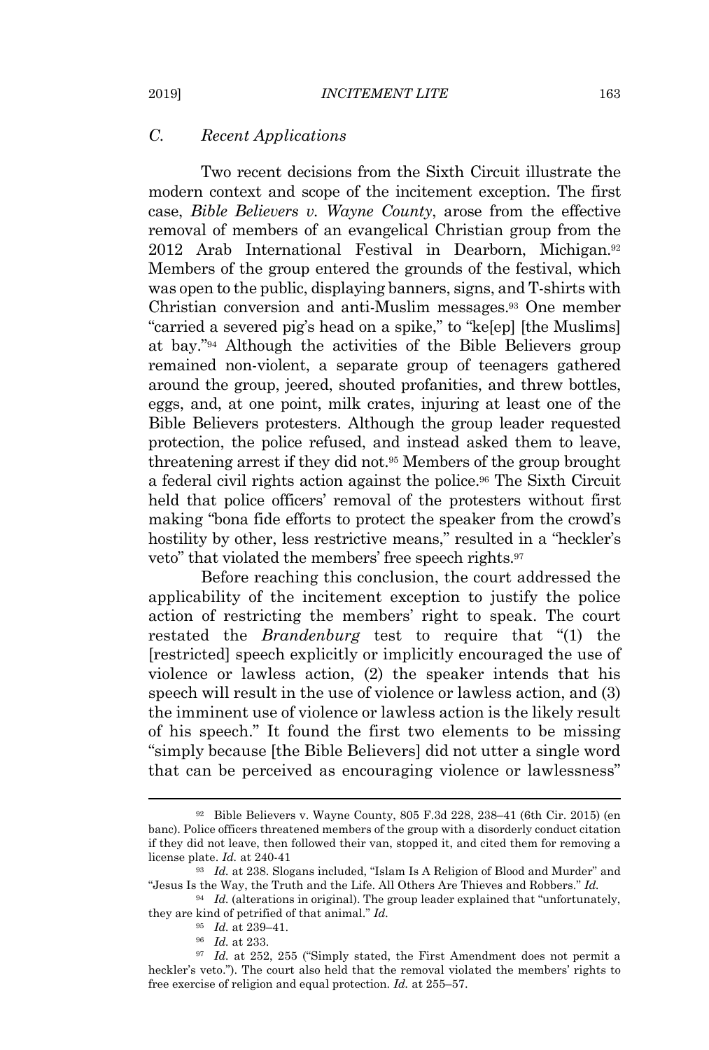### *C. Recent Applications*

Two recent decisions from the Sixth Circuit illustrate the modern context and scope of the incitement exception. The first case, *Bible Believers v. Wayne County*, arose from the effective removal of members of an evangelical Christian group from the 2012 Arab International Festival in Dearborn, Michigan.[92] Members of the group entered the grounds of the festival, which was open to the public, displaying banners, signs, and T-shirts with Christian conversion and anti-Muslim messages.[93] One member "carried a severed pig's head on a spike," to "ke[ep] [the Muslims] at bay."[94] Although the activities of the Bible Believers group remained non-violent, a separate group of teenagers gathered around the group, jeered, shouted profanities, and threw bottles, eggs, and, at one point, milk crates, injuring at least one of the Bible Believers protesters. Although the group leader requested protection, the police refused, and instead asked them to leave, threatening arrest if they did not.[95] Members of the group brought a federal civil rights action against the police.[96] The Sixth Circuit held that police officers' removal of the protesters without first making "bona fide efforts to protect the speaker from the crowd's hostility by other, less restrictive means," resulted in a "heckler's veto" that violated the members' free speech rights.[97]

Before reaching this conclusion, the court addressed the applicability of the incitement exception to justify the police action of restricting the members' right to speak. The court restated the *Brandenburg* test to require that "(1) the [restricted] speech explicitly or implicitly encouraged the use of violence or lawless action, (2) the speaker intends that his speech will result in the use of violence or lawless action, and (3) the imminent use of violence or lawless action is the likely result of his speech." It found the first two elements to be missing "simply because [the Bible Believers] did not utter a single word that can be perceived as encouraging violence or lawlessness"

---

[92] Bible Believers v. Wayne County, 805 F.3d 228, 238–41 (6th Cir. 2015) (en banc). Police officers threatened members of the group with a disorderly conduct citation if they did not leave, then followed their van, stopped it, and cited them for removing a license plate. *Id.* at 240-41

[93] *Id.* at 238. Slogans included, "Islam Is A Religion of Blood and Murder" and "Jesus Is the Way, the Truth and the Life. All Others Are Thieves and Robbers." *Id.*

[94] *Id.* (alterations in original). The group leader explained that "unfortunately, they are kind of petrified of that animal." *Id.*

[95] *Id.* at 239–41.

[96] *Id.* at 233.

[97] *Id.* at 252, 255 ("Simply stated, the First Amendment does not permit a heckler's veto."). The court also held that the removal violated the members' rights to free exercise of religion and equal protection. *Id.* at 255–57.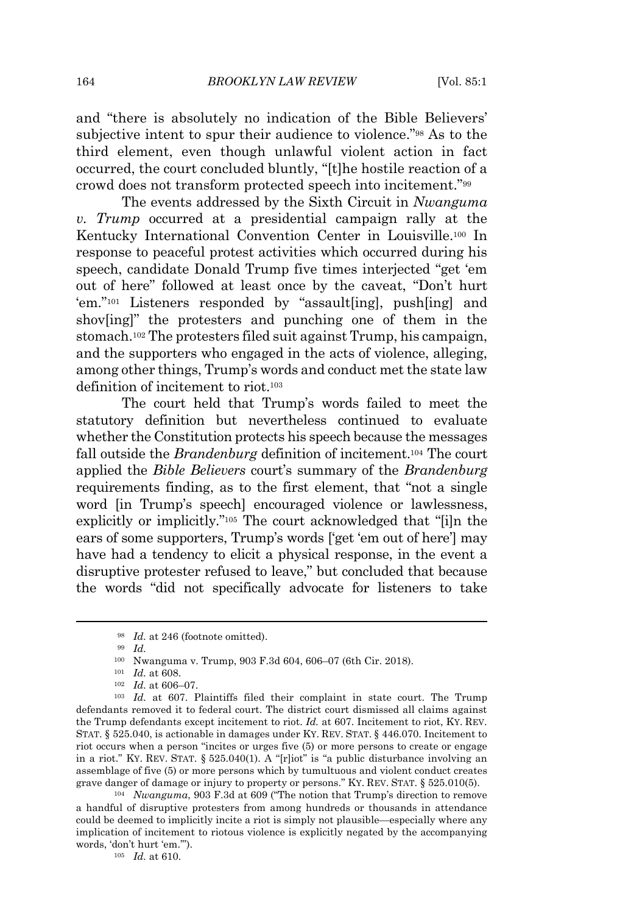and "there is absolutely no indication of the Bible Believers' subjective intent to spur their audience to violence."[98] As to the third element, even though unlawful violent action in fact occurred, the court concluded bluntly, "[t]he hostile reaction of a crowd does not transform protected speech into incitement."[99]

The events addressed by the Sixth Circuit in *Nwanguma v. Trump* occurred at a presidential campaign rally at the Kentucky International Convention Center in Louisville.[100] In response to peaceful protest activities which occurred during his speech, candidate Donald Trump five times interjected "get 'em out of here" followed at least once by the caveat, "Don't hurt 'em."[101] Listeners responded by "assault[ing], push[ing] and shov[ing]" the protesters and punching one of them in the stomach.[102] The protesters filed suit against Trump, his campaign, and the supporters who engaged in the acts of violence, alleging, among other things, Trump's words and conduct met the state law definition of incitement to riot.[103]

The court held that Trump's words failed to meet the statutory definition but nevertheless continued to evaluate whether the Constitution protects his speech because the messages fall outside the *Brandenburg* definition of incitement.[104] The court applied the *Bible Believers* court's summary of the *Brandenburg* requirements finding, as to the first element, that "not a single word [in Trump's speech] encouraged violence or lawlessness, explicitly or implicitly."[105] The court acknowledged that "[i]n the ears of some supporters, Trump's words ['get 'em out of here'] may have had a tendency to elicit a physical response, in the event a disruptive protester refused to leave," but concluded that because the words "did not specifically advocate for listeners to take

---

[98] *Id.* at 246 (footnote omitted).

[99] *Id.*

[100] Nwanguma v. Trump, 903 F.3d 604, 606–07 (6th Cir. 2018).

[101] *Id.* at 608.

[102] *Id.* at 606–07.

[103] *Id.* at 607. Plaintiffs filed their complaint in state court. The Trump defendants removed it to federal court. The district court dismissed all claims against the Trump defendants except incitement to riot. *Id.* at 607. Incitement to riot, KY. REV. STAT. § 525.040, is actionable in damages under KY. REV. STAT. § 446.070. Incitement to riot occurs when a person "incites or urges five (5) or more persons to create or engage in a riot." KY. REV. STAT. § 525.040(1). A "[r]iot" is "a public disturbance involving an assemblage of five (5) or more persons which by tumultuous and violent conduct creates grave danger of damage or injury to property or persons." KY. REV. STAT. § 525.010(5).

[104] *Nwanguma*, 903 F.3d at 609 ("The notion that Trump's direction to remove a handful of disruptive protesters from among hundreds or thousands in attendance could be deemed to implicitly incite a riot is simply not plausible—especially where any implication of incitement to riotous violence is explicitly negated by the accompanying words, 'don't hurt 'em.'").

[105] *Id.* at 610.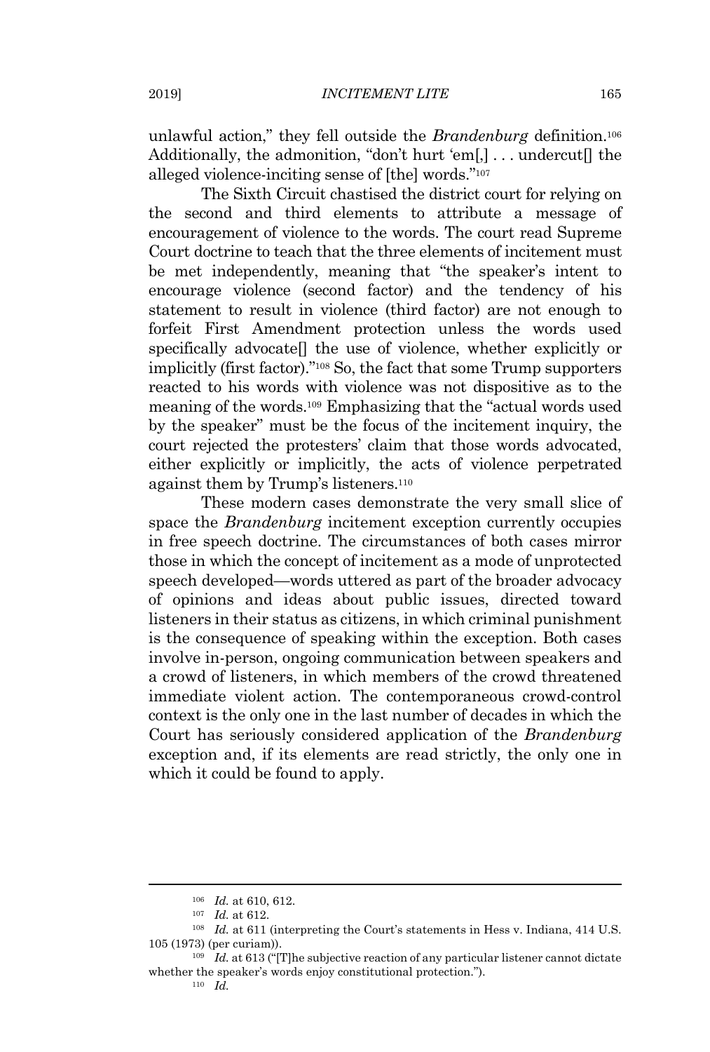unlawful action," they fell outside the *Brandenburg* definition.[106] Additionally, the admonition, "don't hurt 'em[,] . . . undercut[] the alleged violence-inciting sense of [the] words."[107]

The Sixth Circuit chastised the district court for relying on the second and third elements to attribute a message of encouragement of violence to the words. The court read Supreme Court doctrine to teach that the three elements of incitement must be met independently, meaning that "the speaker's intent to encourage violence (second factor) and the tendency of his statement to result in violence (third factor) are not enough to forfeit First Amendment protection unless the words used specifically advocate[] the use of violence, whether explicitly or implicitly (first factor)."[108] So, the fact that some Trump supporters reacted to his words with violence was not dispositive as to the meaning of the words.[109] Emphasizing that the "actual words used by the speaker" must be the focus of the incitement inquiry, the court rejected the protesters' claim that those words advocated, either explicitly or implicitly, the acts of violence perpetrated against them by Trump's listeners.[110]

These modern cases demonstrate the very small slice of space the *Brandenburg* incitement exception currently occupies in free speech doctrine. The circumstances of both cases mirror those in which the concept of incitement as a mode of unprotected speech developed—words uttered as part of the broader advocacy of opinions and ideas about public issues, directed toward listeners in their status as citizens, in which criminal punishment is the consequence of speaking within the exception. Both cases involve in-person, ongoing communication between speakers and a crowd of listeners, in which members of the crowd threatened immediate violent action. The contemporaneous crowd-control context is the only one in the last number of decades in which the Court has seriously considered application of the *Brandenburg* exception and, if its elements are read strictly, the only one in which it could be found to apply.

---

[106] *Id.* at 610, 612.

[107] *Id.* at 612.

[108] *Id.* at 611 (interpreting the Court's statements in Hess v. Indiana, 414 U.S. 105 (1973) (per curiam)).

[109] *Id.* at 613 ("[T]he subjective reaction of any particular listener cannot dictate whether the speaker's words enjoy constitutional protection.").

[110] *Id.*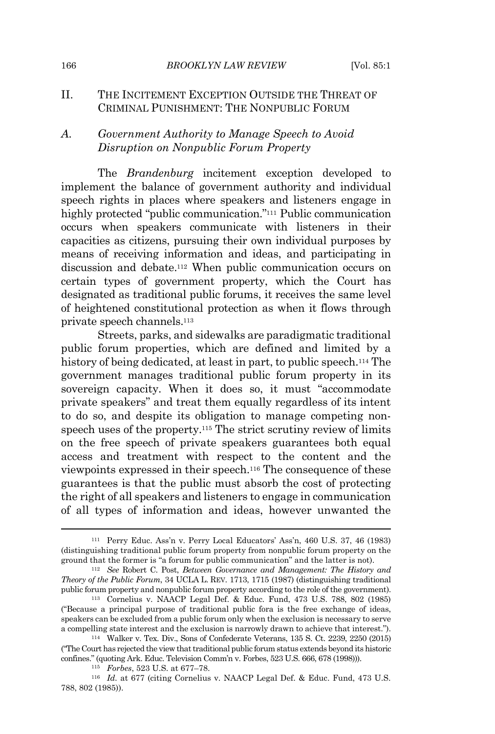## II. THE INCITEMENT EXCEPTION OUTSIDE THE THREAT OF CRIMINAL PUNISHMENT: THE NONPUBLIC FORUM

### A. *Government Authority to Manage Speech to Avoid Disruption on Nonpublic Forum Property*

The *Brandenburg* incitement exception developed to implement the balance of government authority and individual speech rights in places where speakers and listeners engage in highly protected "public communication."[111] Public communication occurs when speakers communicate with listeners in their capacities as citizens, pursuing their own individual purposes by means of receiving information and ideas, and participating in discussion and debate.[112] When public communication occurs on certain types of government property, which the Court has designated as traditional public forums, it receives the same level of heightened constitutional protection as when it flows through private speech channels.[113]

Streets, parks, and sidewalks are paradigmatic traditional public forum properties, which are defined and limited by a history of being dedicated, at least in part, to public speech.[114] The government manages traditional public forum property in its sovereign capacity. When it does so, it must "accommodate private speakers" and treat them equally regardless of its intent to do so, and despite its obligation to manage competing non-speech uses of the property.[115] The strict scrutiny review of limits on the free speech of private speakers guarantees both equal access and treatment with respect to the content and the viewpoints expressed in their speech.[116] The consequence of these guarantees is that the public must absorb the cost of protecting the right of all speakers and listeners to engage in communication of all types of information and ideas, however unwanted the

---

[111] Perry Educ. Ass'n v. Perry Local Educators' Ass'n, 460 U.S. 37, 46 (1983) (distinguishing traditional public forum property from nonpublic forum property on the ground that the former is "a forum for public communication" and the latter is not).

[112] *See* Robert C. Post, *Between Governance and Management: The History and Theory of the Public Forum*, 34 UCLA L. REV. 1713, 1715 (1987) (distinguishing traditional public forum property and nonpublic forum property according to the role of the government).

[113] Cornelius v. NAACP Legal Def. & Educ. Fund, 473 U.S. 788, 802 (1985) ("Because a principal purpose of traditional public fora is the free exchange of ideas, speakers can be excluded from a public forum only when the exclusion is necessary to serve a compelling state interest and the exclusion is narrowly drawn to achieve that interest.").

[114] Walker v. Tex. Div., Sons of Confederate Veterans, 135 S. Ct. 2239, 2250 (2015) ("The Court has rejected the view that traditional public forum status extends beyond its historic confines." (quoting Ark. Educ. Television Comm'n v. Forbes, 523 U.S. 666, 678 (1998))).

[115] *Forbes*, 523 U.S. at 677–78.

[116] *Id.* at 677 (citing Cornelius v. NAACP Legal Def. & Educ. Fund, 473 U.S. 788, 802 (1985)).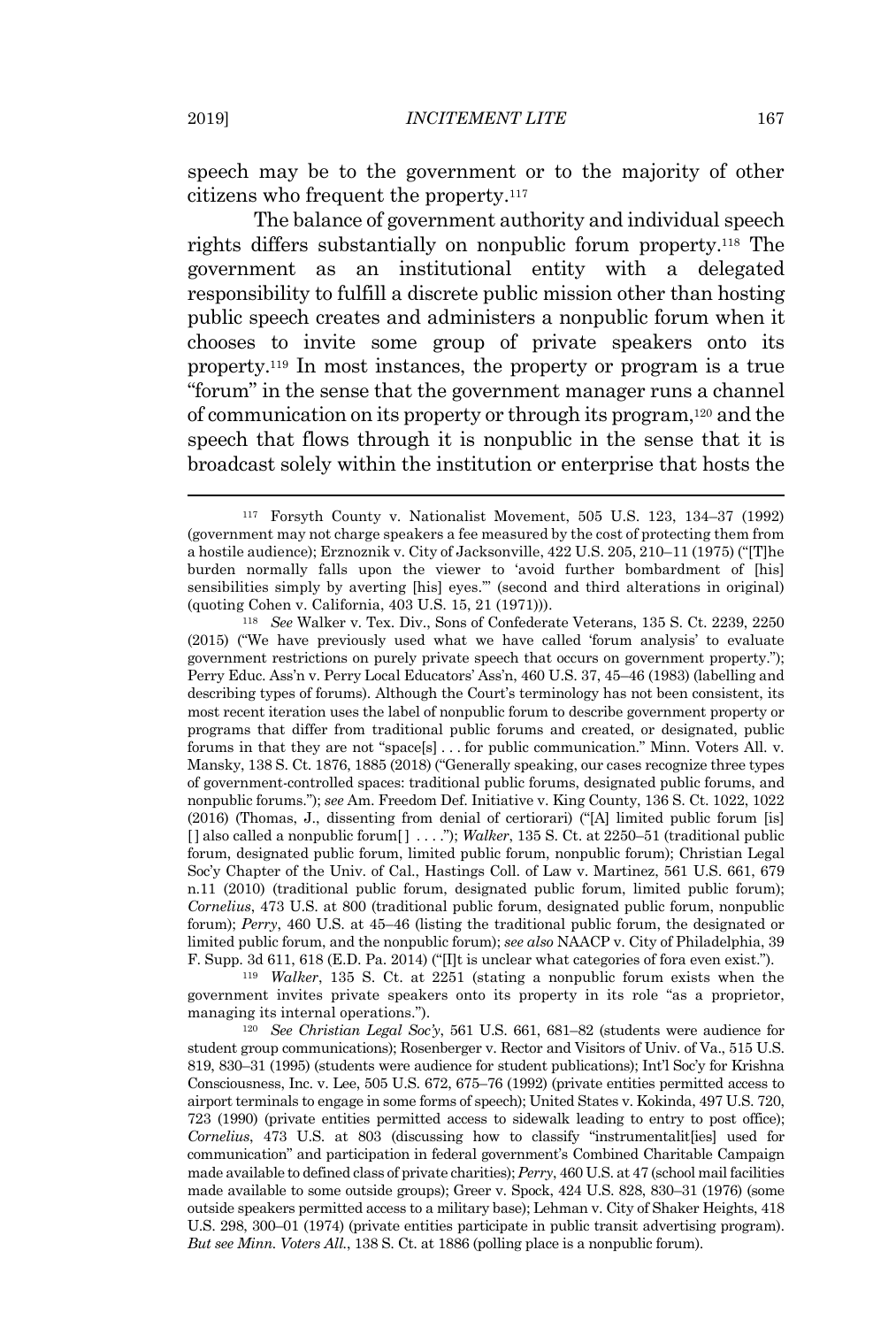speech may be to the government or to the majority of other citizens who frequent the property.[117]

The balance of government authority and individual speech rights differs substantially on nonpublic forum property.[118] The government as an institutional entity with a delegated responsibility to fulfill a discrete public mission other than hosting public speech creates and administers a nonpublic forum when it chooses to invite some group of private speakers onto its property.[119] In most instances, the property or program is a true "forum" in the sense that the government manager runs a channel of communication on its property or through its program,[120] and the speech that flows through it is nonpublic in the sense that it is broadcast solely within the institution or enterprise that hosts the

---

[117] Forsyth County v. Nationalist Movement, 505 U.S. 123, 134–37 (1992) (government may not charge speakers a fee measured by the cost of protecting them from a hostile audience); Erznoznik v. City of Jacksonville, 422 U.S. 205, 210–11 (1975) ("[T]he burden normally falls upon the viewer to 'avoid further bombardment of [his] sensibilities simply by averting [his] eyes.'" (second and third alterations in original) (quoting Cohen v. California, 403 U.S. 15, 21 (1971))).

[118] *See* Walker v. Tex. Div., Sons of Confederate Veterans, 135 S. Ct. 2239, 2250 (2015) ("We have previously used what we have called 'forum analysis' to evaluate government restrictions on purely private speech that occurs on government property."); Perry Educ. Ass'n v. Perry Local Educators' Ass'n, 460 U.S. 37, 45–46 (1983) (labelling and describing types of forums). Although the Court's terminology has not been consistent, its most recent iteration uses the label of nonpublic forum to describe government property or programs that differ from traditional public forums and created, or designated, public forums in that they are not "space[s] . . . for public communication." Minn. Voters All. v. Mansky, 138 S. Ct. 1876, 1885 (2018) ("Generally speaking, our cases recognize three types of government-controlled spaces: traditional public forums, designated public forums, and nonpublic forums."); *see* Am. Freedom Def. Initiative v. King County, 136 S. Ct. 1022, 1022 (2016) (Thomas, J., dissenting from denial of certiorari) ("[A] limited public forum [is] [ ] also called a nonpublic forum[ ] . . . ."); *Walker*, 135 S. Ct. at 2250–51 (traditional public forum, designated public forum, limited public forum, nonpublic forum); Christian Legal Soc'y Chapter of the Univ. of Cal., Hastings Coll. of Law v. Martinez, 561 U.S. 661, 679 n.11 (2010) (traditional public forum, designated public forum, limited public forum); *Cornelius*, 473 U.S. at 800 (traditional public forum, designated public forum, nonpublic forum); *Perry*, 460 U.S. at 45–46 (listing the traditional public forum, the designated or limited public forum, and the nonpublic forum); *see also* NAACP v. City of Philadelphia, 39 F. Supp. 3d 611, 618 (E.D. Pa. 2014) ("[I]t is unclear what categories of fora even exist.").

[119] *Walker*, 135 S. Ct. at 2251 (stating a nonpublic forum exists when the government invites private speakers onto its property in its role "as a proprietor, managing its internal operations.").

[120] *See Christian Legal Soc'y*, 561 U.S. 661, 681–82 (students were audience for student group communications); Rosenberger v. Rector and Visitors of Univ. of Va., 515 U.S. 819, 830–31 (1995) (students were audience for student publications); Int'l Soc'y for Krishna Consciousness, Inc. v. Lee, 505 U.S. 672, 675–76 (1992) (private entities permitted access to airport terminals to engage in some forms of speech); United States v. Kokinda, 497 U.S. 720, 723 (1990) (private entities permitted access to sidewalk leading to entry to post office); *Cornelius*, 473 U.S. at 803 (discussing how to classify "instrumentalit[ies] used for communication" and participation in federal government's Combined Charitable Campaign made available to defined class of private charities); *Perry*, 460 U.S. at 47 (school mail facilities made available to some outside groups); Greer v. Spock, 424 U.S. 828, 830–31 (1976) (some outside speakers permitted access to a military base); Lehman v. City of Shaker Heights, 418 U.S. 298, 300–01 (1974) (private entities participate in public transit advertising program). *But see Minn. Voters All.*, 138 S. Ct. at 1886 (polling place is a nonpublic forum).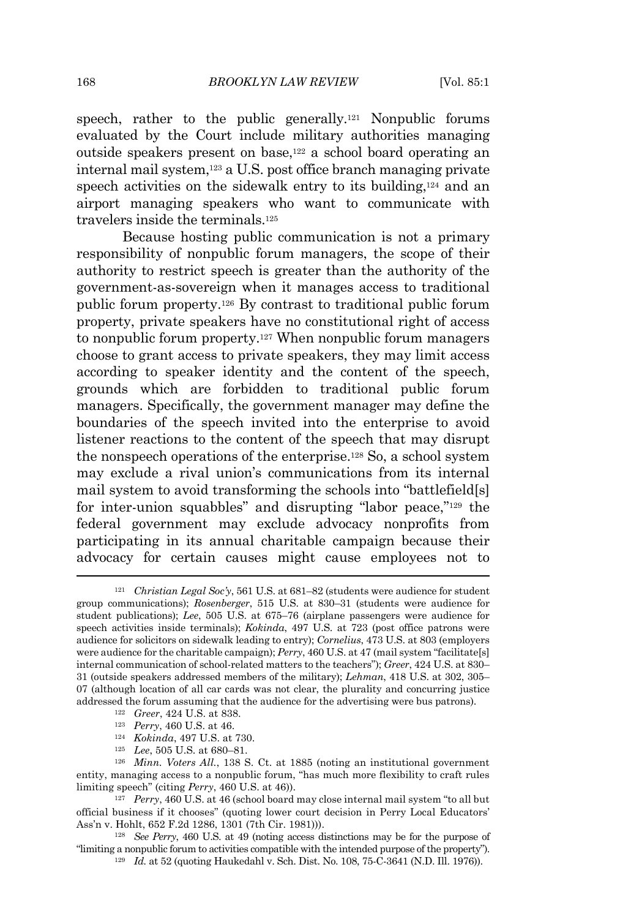speech, rather to the public generally.[121] Nonpublic forums evaluated by the Court include military authorities managing outside speakers present on base,[122] a school board operating an internal mail system,[123] a U.S. post office branch managing private speech activities on the sidewalk entry to its building,[124] and an airport managing speakers who want to communicate with travelers inside the terminals.[125]

Because hosting public communication is not a primary responsibility of nonpublic forum managers, the scope of their authority to restrict speech is greater than the authority of the government-as-sovereign when it manages access to traditional public forum property.[126] By contrast to traditional public forum property, private speakers have no constitutional right of access to nonpublic forum property.[127] When nonpublic forum managers choose to grant access to private speakers, they may limit access according to speaker identity and the content of the speech, grounds which are forbidden to traditional public forum managers. Specifically, the government manager may define the boundaries of the speech invited into the enterprise to avoid listener reactions to the content of the speech that may disrupt the nonspeech operations of the enterprise.[128] So, a school system may exclude a rival union's communications from its internal mail system to avoid transforming the schools into "battlefield[s] for inter-union squabbles" and disrupting "labor peace,"[129] the federal government may exclude advocacy nonprofits from participating in its annual charitable campaign because their advocacy for certain causes might cause employees not to

---

[121] *Christian Legal Soc'y*, 561 U.S. at 681–82 (students were audience for student group communications); *Rosenberger*, 515 U.S. at 830–31 (students were audience for student publications); *Lee*, 505 U.S. at 675–76 (airplane passengers were audience for speech activities inside terminals); *Kokinda*, 497 U.S. at 723 (post office patrons were audience for solicitors on sidewalk leading to entry); *Cornelius*, 473 U.S. at 803 (employers were audience for the charitable campaign); *Perry*, 460 U.S. at 47 (mail system "facilitate[s] internal communication of school-related matters to the teachers"); *Greer*, 424 U.S. at 830–31 (outside speakers addressed members of the military); *Lehman*, 418 U.S. at 302, 305–07 (although location of all car cards was not clear, the plurality and concurring justice addressed the forum assuming that the audience for the advertising were bus patrons).

[122] *Greer*, 424 U.S. at 838.

[123] *Perry*, 460 U.S. at 46.

[124] *Kokinda*, 497 U.S. at 730.

[125] *Lee*, 505 U.S. at 680–81.

[126] *Minn. Voters All.*, 138 S. Ct. at 1885 (noting an institutional government entity, managing access to a nonpublic forum, "has much more flexibility to craft rules limiting speech" (citing *Perry*, 460 U.S. at 46)).

[127] *Perry*, 460 U.S. at 46 (school board may close internal mail system "to all but official business if it chooses" (quoting lower court decision in Perry Local Educators' Ass'n v. Hohlt, 652 F.2d 1286, 1301 (7th Cir. 1981))).

[128] *See Perry*, 460 U.S. at 49 (noting access distinctions may be for the purpose of "limiting a nonpublic forum to activities compatible with the intended purpose of the property").

[129] *Id.* at 52 (quoting Haukedahl v. Sch. Dist. No. 108, 75-C-3641 (N.D. Ill. 1976)).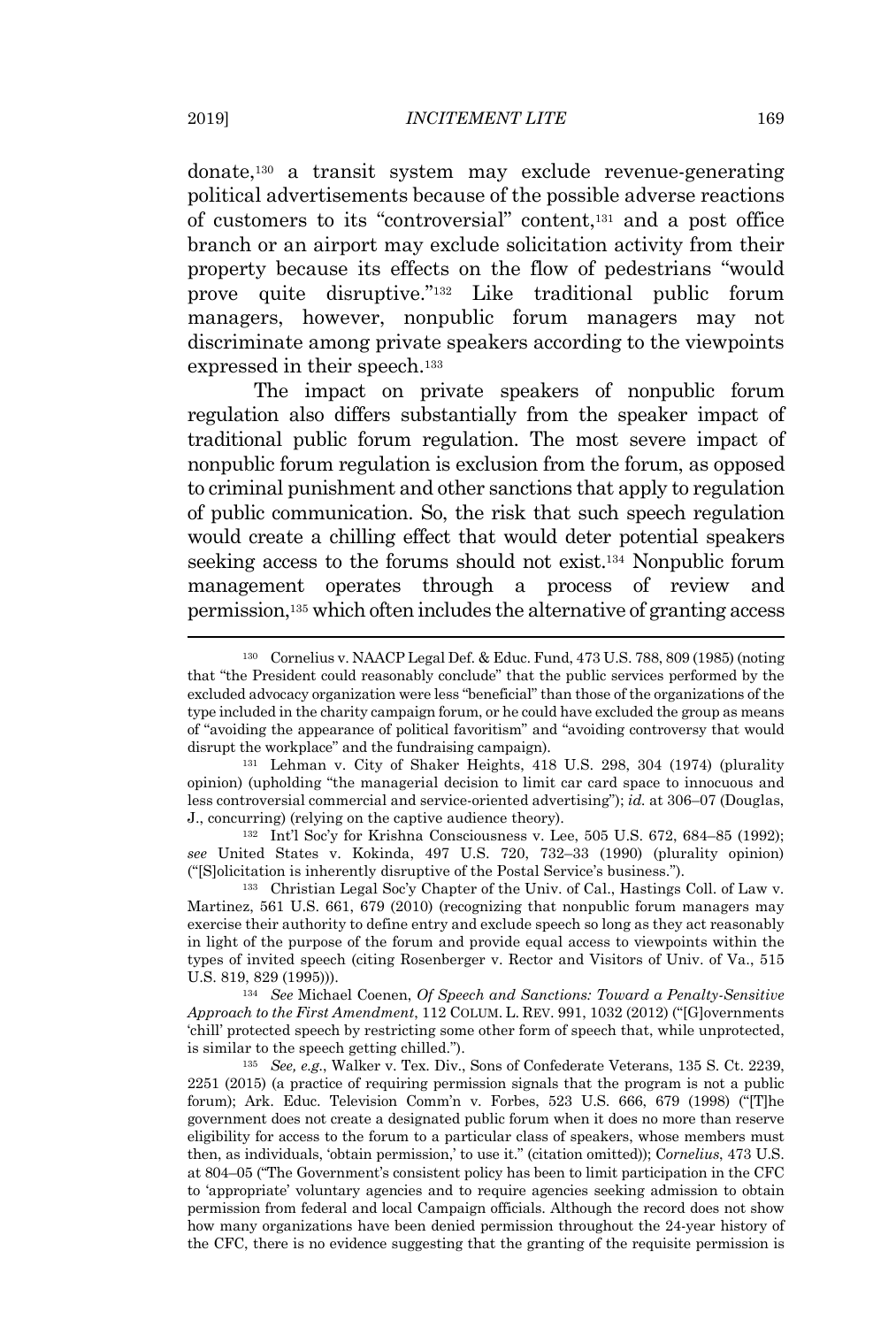donate,[130] a transit system may exclude revenue-generating political advertisements because of the possible adverse reactions of customers to its "controversial" content,[131] and a post office branch or an airport may exclude solicitation activity from their property because its effects on the flow of pedestrians "would prove quite disruptive."[132] Like traditional public forum managers, however, nonpublic forum managers may not discriminate among private speakers according to the viewpoints expressed in their speech.[133]

The impact on private speakers of nonpublic forum regulation also differs substantially from the speaker impact of traditional public forum regulation. The most severe impact of nonpublic forum regulation is exclusion from the forum, as opposed to criminal punishment and other sanctions that apply to regulation of public communication. So, the risk that such speech regulation would create a chilling effect that would deter potential speakers seeking access to the forums should not exist.[134] Nonpublic forum management operates through a process of review and permission,[135] which often includes the alternative of granting access

---

[130] Cornelius v. NAACP Legal Def. & Educ. Fund, 473 U.S. 788, 809 (1985) (noting that "the President could reasonably conclude" that the public services performed by the excluded advocacy organization were less "beneficial" than those of the organizations of the type included in the charity campaign forum, or he could have excluded the group as means of "avoiding the appearance of political favoritism" and "avoiding controversy that would disrupt the workplace" and the fundraising campaign).

[131] Lehman v. City of Shaker Heights, 418 U.S. 298, 304 (1974) (plurality opinion) (upholding "the managerial decision to limit car card space to innocuous and less controversial commercial and service-oriented advertising"); *id.* at 306–07 (Douglas, J., concurring) (relying on the captive audience theory).

[132] Int'l Soc'y for Krishna Consciousness v. Lee, 505 U.S. 672, 684–85 (1992); *see* United States v. Kokinda, 497 U.S. 720, 732–33 (1990) (plurality opinion) ("[S]olicitation is inherently disruptive of the Postal Service's business.").

[133] Christian Legal Soc'y Chapter of the Univ. of Cal., Hastings Coll. of Law v. Martinez, 561 U.S. 661, 679 (2010) (recognizing that nonpublic forum managers may exercise their authority to define entry and exclude speech so long as they act reasonably in light of the purpose of the forum and provide equal access to viewpoints within the types of invited speech (citing Rosenberger v. Rector and Visitors of Univ. of Va., 515 U.S. 819, 829 (1995))).

[134] *See* Michael Coenen, *Of Speech and Sanctions: Toward a Penalty-Sensitive Approach to the First Amendment*, 112 COLUM. L. REV. 991, 1032 (2012) ("[G]overnments 'chill' protected speech by restricting some other form of speech that, while unprotected, is similar to the speech getting chilled.").

[135] *See, e.g.*, Walker v. Tex. Div., Sons of Confederate Veterans, 135 S. Ct. 2239, 2251 (2015) (a practice of requiring permission signals that the program is not a public forum); Ark. Educ. Television Comm'n v. Forbes, 523 U.S. 666, 679 (1998) ("[T]he government does not create a designated public forum when it does no more than reserve eligibility for access to the forum to a particular class of speakers, whose members must then, as individuals, 'obtain permission,' to use it." (citation omitted)); *Cornelius*, 473 U.S. at 804–05 ("The Government's consistent policy has been to limit participation in the CFC to 'appropriate' voluntary agencies and to require agencies seeking admission to obtain permission from federal and local Campaign officials. Although the record does not show how many organizations have been denied permission throughout the 24-year history of the CFC, there is no evidence suggesting that the granting of the requisite permission is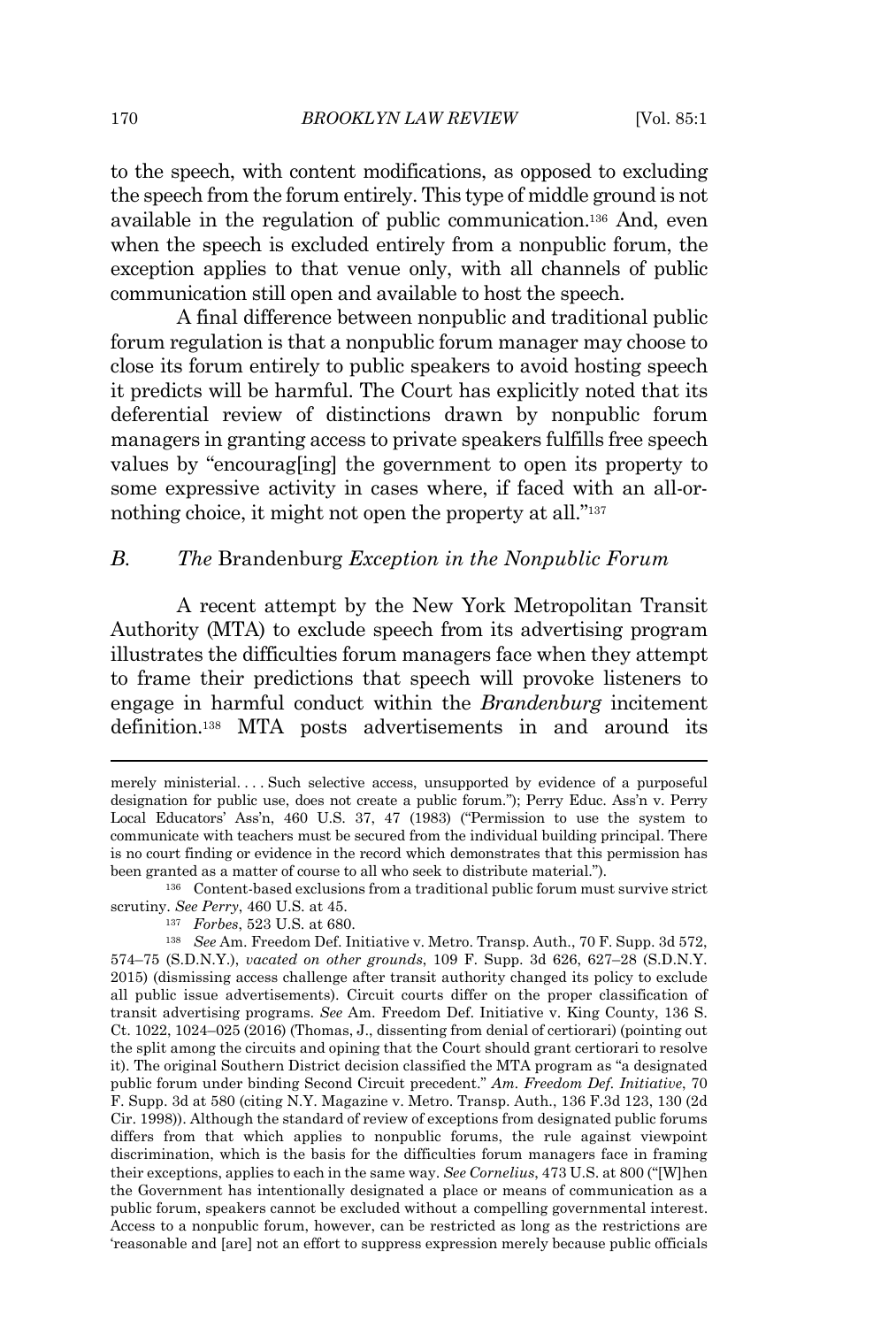to the speech, with content modifications, as opposed to excluding the speech from the forum entirely. This type of middle ground is not available in the regulation of public communication.[136] And, even when the speech is excluded entirely from a nonpublic forum, the exception applies to that venue only, with all channels of public communication still open and available to host the speech.

A final difference between nonpublic and traditional public forum regulation is that a nonpublic forum manager may choose to close its forum entirely to public speakers to avoid hosting speech it predicts will be harmful. The Court has explicitly noted that its deferential review of distinctions drawn by nonpublic forum managers in granting access to private speakers fulfills free speech values by "encourag[ing] the government to open its property to some expressive activity in cases where, if faced with an all-or-nothing choice, it might not open the property at all."[137]

## *B. The* Brandenburg *Exception in the Nonpublic Forum*

A recent attempt by the New York Metropolitan Transit Authority (MTA) to exclude speech from its advertising program illustrates the difficulties forum managers face when they attempt to frame their predictions that speech will provoke listeners to engage in harmful conduct within the *Brandenburg* incitement definition.[138] MTA posts advertisements in and around its

---

merely ministerial. . . . Such selective access, unsupported by evidence of a purposeful designation for public use, does not create a public forum."); Perry Educ. Ass'n v. Perry Local Educators' Ass'n, 460 U.S. 37, 47 (1983) ("Permission to use the system to communicate with teachers must be secured from the individual building principal. There is no court finding or evidence in the record which demonstrates that this permission has been granted as a matter of course to all who seek to distribute material.").

[136] Content-based exclusions from a traditional public forum must survive strict scrutiny. *See Perry*, 460 U.S. at 45.

[137] *Forbes*, 523 U.S. at 680.

[138] *See* Am. Freedom Def. Initiative v. Metro. Transp. Auth., 70 F. Supp. 3d 572, 574–75 (S.D.N.Y.), *vacated on other grounds*, 109 F. Supp. 3d 626, 627–28 (S.D.N.Y. 2015) (dismissing access challenge after transit authority changed its policy to exclude all public issue advertisements). Circuit courts differ on the proper classification of transit advertising programs. *See* Am. Freedom Def. Initiative v. King County, 136 S. Ct. 1022, 1024–025 (2016) (Thomas, J., dissenting from denial of certiorari) (pointing out the split among the circuits and opining that the Court should grant certiorari to resolve it). The original Southern District decision classified the MTA program as "a designated public forum under binding Second Circuit precedent." *Am. Freedom Def. Initiative*, 70 F. Supp. 3d at 580 (citing N.Y. Magazine v. Metro. Transp. Auth., 136 F.3d 123, 130 (2d Cir. 1998)). Although the standard of review of exceptions from designated public forums differs from that which applies to nonpublic forums, the rule against viewpoint discrimination, which is the basis for the difficulties forum managers face in framing their exceptions, applies to each in the same way. *See Cornelius*, 473 U.S. at 800 ("[W]hen the Government has intentionally designated a place or means of communication as a public forum, speakers cannot be excluded without a compelling governmental interest. Access to a nonpublic forum, however, can be restricted as long as the restrictions are 'reasonable and [are] not an effort to suppress expression merely because public officials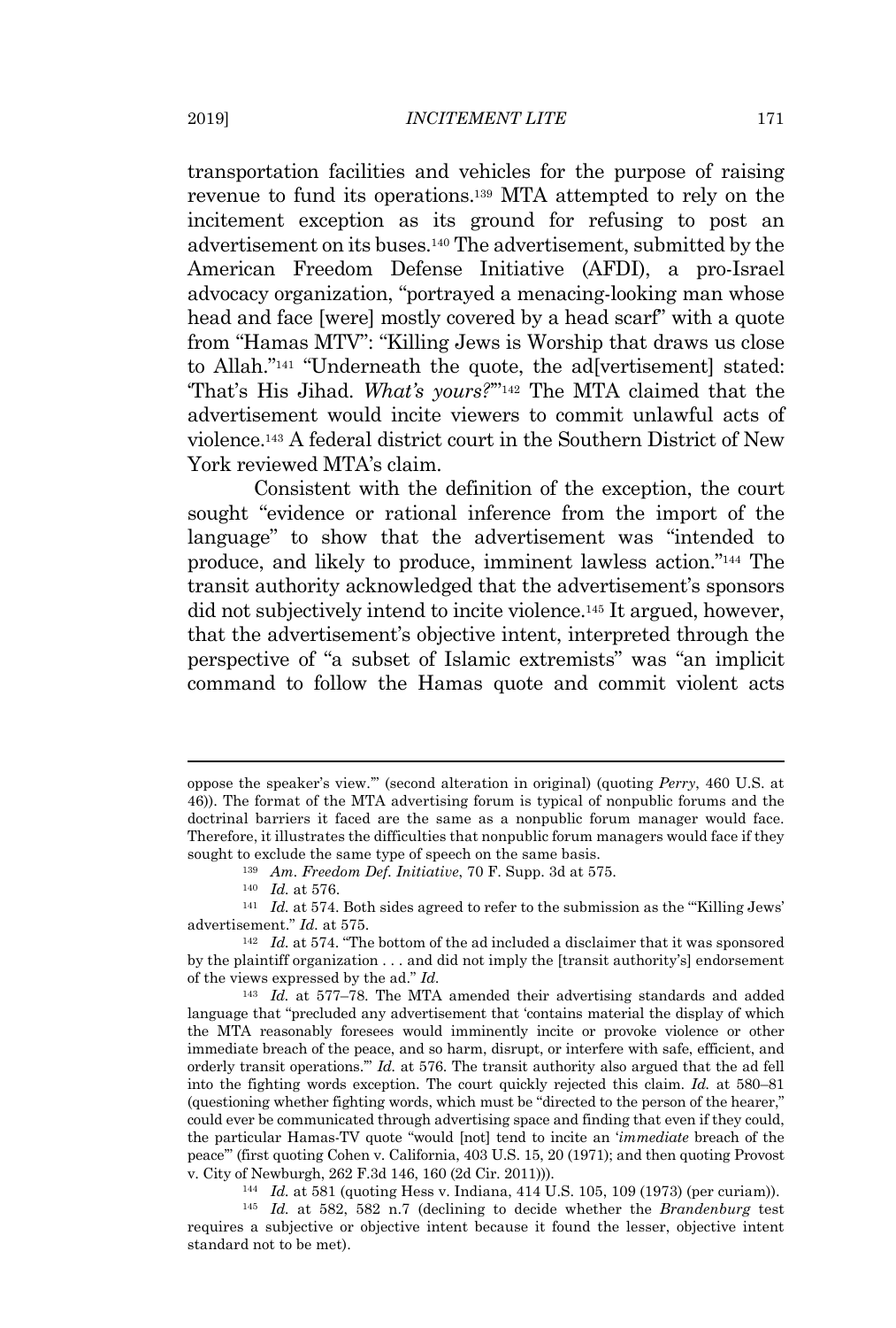transportation facilities and vehicles for the purpose of raising revenue to fund its operations.[139] MTA attempted to rely on the incitement exception as its ground for refusing to post an advertisement on its buses.[140] The advertisement, submitted by the American Freedom Defense Initiative (AFDI), a pro-Israel advocacy organization, "portrayed a menacing-looking man whose head and face [were] mostly covered by a head scarf" with a quote from "Hamas MTV": "Killing Jews is Worship that draws us close to Allah."[141] "Underneath the quote, the ad[vertisement] stated: 'That's His Jihad. *What's yours?*'"[142] The MTA claimed that the advertisement would incite viewers to commit unlawful acts of violence.[143] A federal district court in the Southern District of New York reviewed MTA's claim.

Consistent with the definition of the exception, the court sought "evidence or rational inference from the import of the language" to show that the advertisement was "intended to produce, and likely to produce, imminent lawless action."[144] The transit authority acknowledged that the advertisement's sponsors did not subjectively intend to incite violence.[145] It argued, however, that the advertisement's objective intent, interpreted through the perspective of "a subset of Islamic extremists" was "an implicit command to follow the Hamas quote and commit violent acts

---

oppose the speaker's view.'" (second alteration in original) (quoting *Perry*, 460 U.S. at 46)). The format of the MTA advertising forum is typical of nonpublic forums and the doctrinal barriers it faced are the same as a nonpublic forum manager would face. Therefore, it illustrates the difficulties that nonpublic forum managers would face if they sought to exclude the same type of speech on the same basis.

[139] *Am. Freedom Def. Initiative*, 70 F. Supp. 3d at 575.

[140] *Id.* at 576.

[141] *Id.* at 574. Both sides agreed to refer to the submission as the "'Killing Jews' advertisement." *Id.* at 575.

[142] *Id.* at 574. "The bottom of the ad included a disclaimer that it was sponsored by the plaintiff organization . . . and did not imply the [transit authority's] endorsement of the views expressed by the ad." *Id.*

[143] *Id.* at 577–78. The MTA amended their advertising standards and added language that "precluded any advertisement that 'contains material the display of which the MTA reasonably foresees would imminently incite or provoke violence or other immediate breach of the peace, and so harm, disrupt, or interfere with safe, efficient, and orderly transit operations.'" *Id.* at 576. The transit authority also argued that the ad fell into the fighting words exception. The court quickly rejected this claim. *Id.* at 580–81 (questioning whether fighting words, which must be "directed to the person of the hearer," could ever be communicated through advertising space and finding that even if they could, the particular Hamas-TV quote "would [not] tend to incite an '*immediate* breach of the peace'" (first quoting Cohen v. California, 403 U.S. 15, 20 (1971); and then quoting Provost v. City of Newburgh, 262 F.3d 146, 160 (2d Cir. 2011))).

[144] *Id.* at 581 (quoting Hess v. Indiana, 414 U.S. 105, 109 (1973) (per curiam)).

[145] *Id.* at 582, 582 n.7 (declining to decide whether the *Brandenburg* test requires a subjective or objective intent because it found the lesser, objective intent standard not to be met).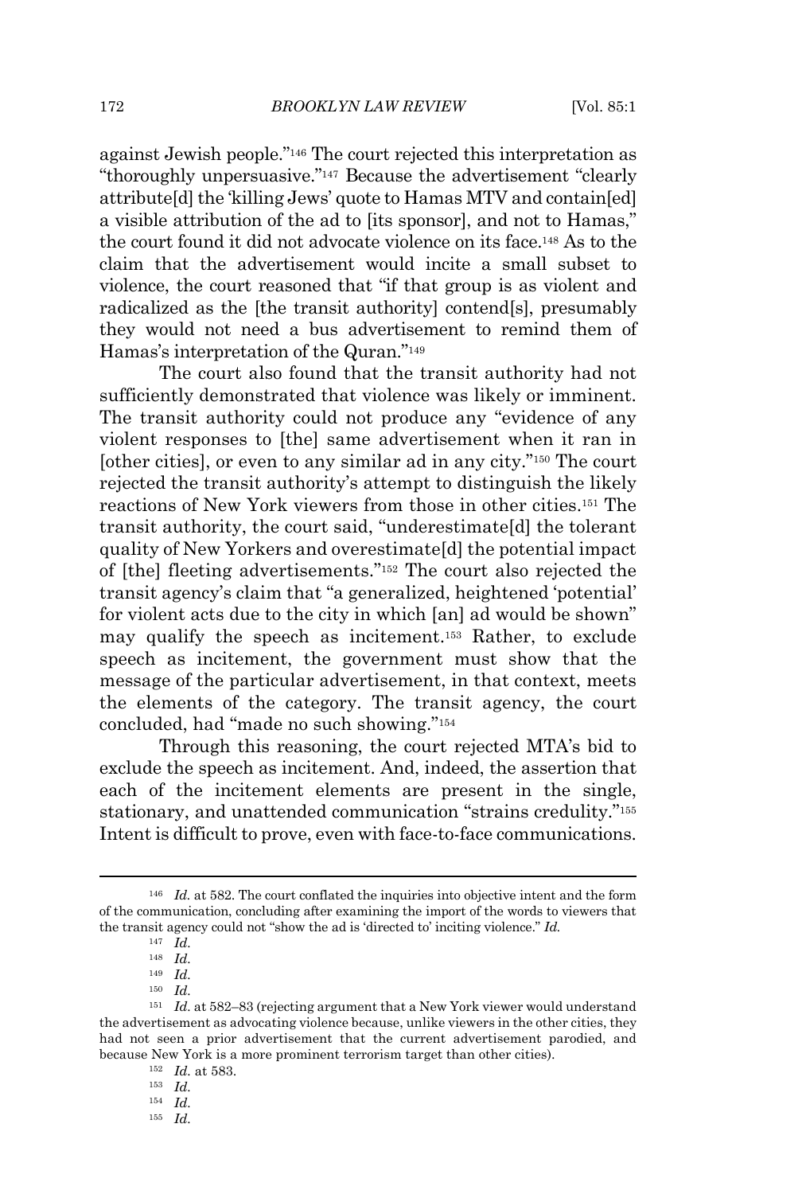against Jewish people."[146] The court rejected this interpretation as "thoroughly unpersuasive."[147] Because the advertisement "clearly attribute[d] the 'killing Jews' quote to Hamas MTV and contain[ed] a visible attribution of the ad to [its sponsor], and not to Hamas," the court found it did not advocate violence on its face.[148] As to the claim that the advertisement would incite a small subset to violence, the court reasoned that "if that group is as violent and radicalized as the [the transit authority] contend[s], presumably they would not need a bus advertisement to remind them of Hamas's interpretation of the Quran."[149]

The court also found that the transit authority had not sufficiently demonstrated that violence was likely or imminent. The transit authority could not produce any "evidence of any violent responses to [the] same advertisement when it ran in [other cities], or even to any similar ad in any city."[150] The court rejected the transit authority's attempt to distinguish the likely reactions of New York viewers from those in other cities.[151] The transit authority, the court said, "underestimate[d] the tolerant quality of New Yorkers and overestimate[d] the potential impact of [the] fleeting advertisements."[152] The court also rejected the transit agency's claim that "a generalized, heightened 'potential' for violent acts due to the city in which [an] ad would be shown" may qualify the speech as incitement.[153] Rather, to exclude speech as incitement, the government must show that the message of the particular advertisement, in that context, meets the elements of the category. The transit agency, the court concluded, had "made no such showing."[154]

Through this reasoning, the court rejected MTA's bid to exclude the speech as incitement. And, indeed, the assertion that each of the incitement elements are present in the single, stationary, and unattended communication "strains credulity."[155] Intent is difficult to prove, even with face-to-face communications.

---

[146] *Id.* at 582. The court conflated the inquiries into objective intent and the form of the communication, concluding after examining the import of the words to viewers that the transit agency could not "show the ad is 'directed to' inciting violence." *Id.*

[147] *Id.*

[148] *Id.*

[149] *Id.*

[150] *Id.*

[151] *Id.* at 582–83 (rejecting argument that a New York viewer would understand the advertisement as advocating violence because, unlike viewers in the other cities, they had not seen a prior advertisement that the current advertisement parodied, and because New York is a more prominent terrorism target than other cities).

[152] *Id.* at 583.

[153] *Id.*

[154] *Id.*

[155] *Id.*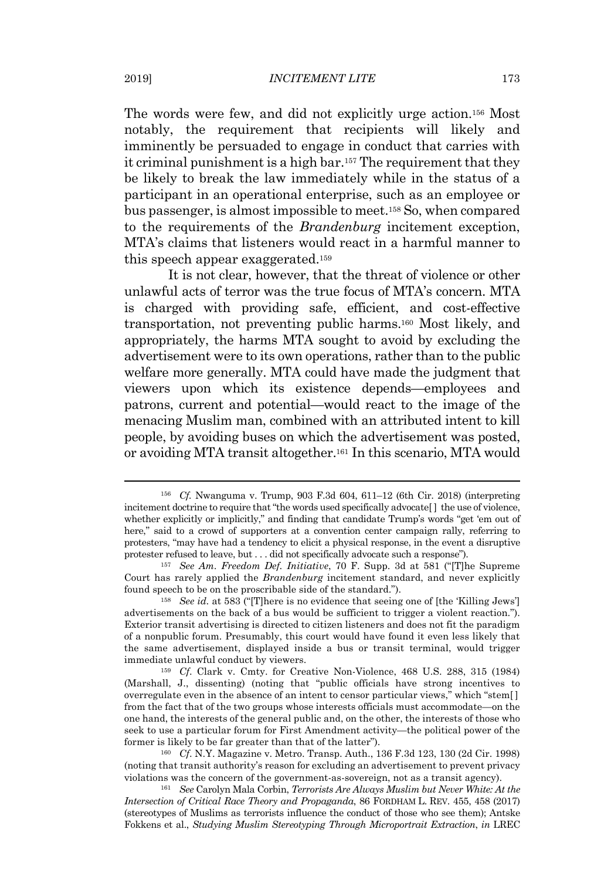The words were few, and did not explicitly urge action.[156] Most notably, the requirement that recipients will likely and imminently be persuaded to engage in conduct that carries with it criminal punishment is a high bar.[157] The requirement that they be likely to break the law immediately while in the status of a participant in an operational enterprise, such as an employee or bus passenger, is almost impossible to meet.[158] So, when compared to the requirements of the *Brandenburg* incitement exception, MTA's claims that listeners would react in a harmful manner to this speech appear exaggerated.[159]

It is not clear, however, that the threat of violence or other unlawful acts of terror was the true focus of MTA's concern. MTA is charged with providing safe, efficient, and cost-effective transportation, not preventing public harms.[160] Most likely, and appropriately, the harms MTA sought to avoid by excluding the advertisement were to its own operations, rather than to the public welfare more generally. MTA could have made the judgment that viewers upon which its existence depends—employees and patrons, current and potential—would react to the image of the menacing Muslim man, combined with an attributed intent to kill people, by avoiding buses on which the advertisement was posted, or avoiding MTA transit altogether.[161] In this scenario, MTA would

---

[156] *Cf.* Nwanguma v. Trump, 903 F.3d 604, 611–12 (6th Cir. 2018) (interpreting incitement doctrine to require that "the words used specifically advocate[ ] the use of violence, whether explicitly or implicitly," and finding that candidate Trump's words "get 'em out of here," said to a crowd of supporters at a convention center campaign rally, referring to protesters, "may have had a tendency to elicit a physical response, in the event a disruptive protester refused to leave, but . . . did not specifically advocate such a response").

[157] *See Am. Freedom Def. Initiative*, 70 F. Supp. 3d at 581 ("[T]he Supreme Court has rarely applied the *Brandenburg* incitement standard, and never explicitly found speech to be on the proscribable side of the standard.").

[158] *See id.* at 583 ("[T]here is no evidence that seeing one of [the 'Killing Jews'] advertisements on the back of a bus would be sufficient to trigger a violent reaction."). Exterior transit advertising is directed to citizen listeners and does not fit the paradigm of a nonpublic forum. Presumably, this court would have found it even less likely that the same advertisement, displayed inside a bus or transit terminal, would trigger immediate unlawful conduct by viewers.

[159] *Cf.* Clark v. Cmty. for Creative Non-Violence, 468 U.S. 288, 315 (1984) (Marshall, J., dissenting) (noting that "public officials have strong incentives to overregulate even in the absence of an intent to censor particular views," which "stem[ ] from the fact that of the two groups whose interests officials must accommodate—on the one hand, the interests of the general public and, on the other, the interests of those who seek to use a particular forum for First Amendment activity—the political power of the former is likely to be far greater than that of the latter").

[160] *Cf.* N.Y. Magazine v. Metro. Transp. Auth., 136 F.3d 123, 130 (2d Cir. 1998) (noting that transit authority's reason for excluding an advertisement to prevent privacy violations was the concern of the government-as-sovereign, not as a transit agency).

[161] *See* Carolyn Mala Corbin, *Terrorists Are Always Muslim but Never White: At the Intersection of Critical Race Theory and Propaganda*, 86 FORDHAM L. REV. 455, 458 (2017) (stereotypes of Muslims as terrorists influence the conduct of those who see them); Antske Fokkens et al., *Studying Muslim Stereotyping Through Microportrait Extraction*, *in* LREC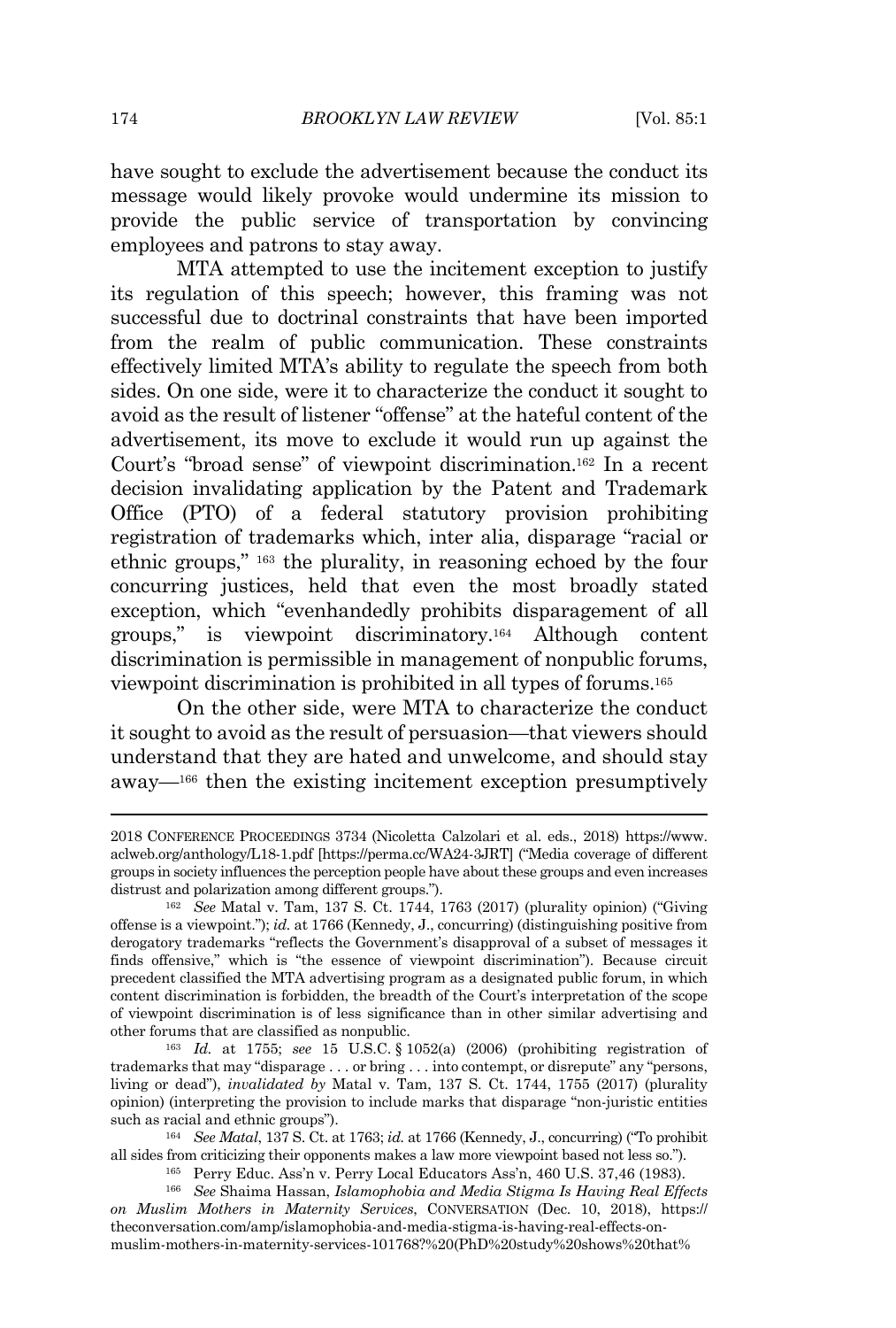have sought to exclude the advertisement because the conduct its message would likely provoke would undermine its mission to provide the public service of transportation by convincing employees and patrons to stay away.

MTA attempted to use the incitement exception to justify its regulation of this speech; however, this framing was not successful due to doctrinal constraints that have been imported from the realm of public communication. These constraints effectively limited MTA's ability to regulate the speech from both sides. On one side, were it to characterize the conduct it sought to avoid as the result of listener "offense" at the hateful content of the advertisement, its move to exclude it would run up against the Court's "broad sense" of viewpoint discrimination.[162] In a recent decision invalidating application by the Patent and Trademark Office (PTO) of a federal statutory provision prohibiting registration of trademarks which, inter alia, disparage "racial or ethnic groups," [163] the plurality, in reasoning echoed by the four concurring justices, held that even the most broadly stated exception, which "evenhandedly prohibits disparagement of all groups," is viewpoint discriminatory.[164] Although content discrimination is permissible in management of nonpublic forums, viewpoint discrimination is prohibited in all types of forums.[165]

On the other side, were MTA to characterize the conduct it sought to avoid as the result of persuasion—that viewers should understand that they are hated and unwelcome, and should stay away—[166] then the existing incitement exception presumptively

---

2018 CONFERENCE PROCEEDINGS 3734 (Nicoletta Calzolari et al. eds., 2018) https://www.aclweb.org/anthology/L18-1.pdf [https://perma.cc/WA24-3JRT] ("Media coverage of different groups in society influences the perception people have about these groups and even increases distrust and polarization among different groups.").

[162] *See* Matal v. Tam, 137 S. Ct. 1744, 1763 (2017) (plurality opinion) ("Giving offense is a viewpoint."); *id.* at 1766 (Kennedy, J., concurring) (distinguishing positive from derogatory trademarks "reflects the Government's disapproval of a subset of messages it finds offensive," which is "the essence of viewpoint discrimination"). Because circuit precedent classified the MTA advertising program as a designated public forum, in which content discrimination is forbidden, the breadth of the Court's interpretation of the scope of viewpoint discrimination is of less significance than in other similar advertising and other forums that are classified as nonpublic.

[163] *Id.* at 1755; *see* 15 U.S.C. § 1052(a) (2006) (prohibiting registration of trademarks that may "disparage . . . or bring . . . into contempt, or disrepute" any "persons, living or dead"), *invalidated by* Matal v. Tam, 137 S. Ct. 1744, 1755 (2017) (plurality opinion) (interpreting the provision to include marks that disparage "non-juristic entities such as racial and ethnic groups").

[164] *See Matal*, 137 S. Ct. at 1763; *id.* at 1766 (Kennedy, J., concurring) ("To prohibit all sides from criticizing their opponents makes a law more viewpoint based not less so.").

[165] Perry Educ. Ass'n v. Perry Local Educators Ass'n, 460 U.S. 37,46 (1983).

[166] *See* Shaima Hassan, *Islamophobia and Media Stigma Is Having Real Effects on Muslim Mothers in Maternity Services*, CONVERSATION (Dec. 10, 2018), https://theconversation.com/amp/islamophobia-and-media-stigma-is-having-real-effects-on-muslim-mothers-in-maternity-services-101768?%20(PhD%20study%20shows%20that%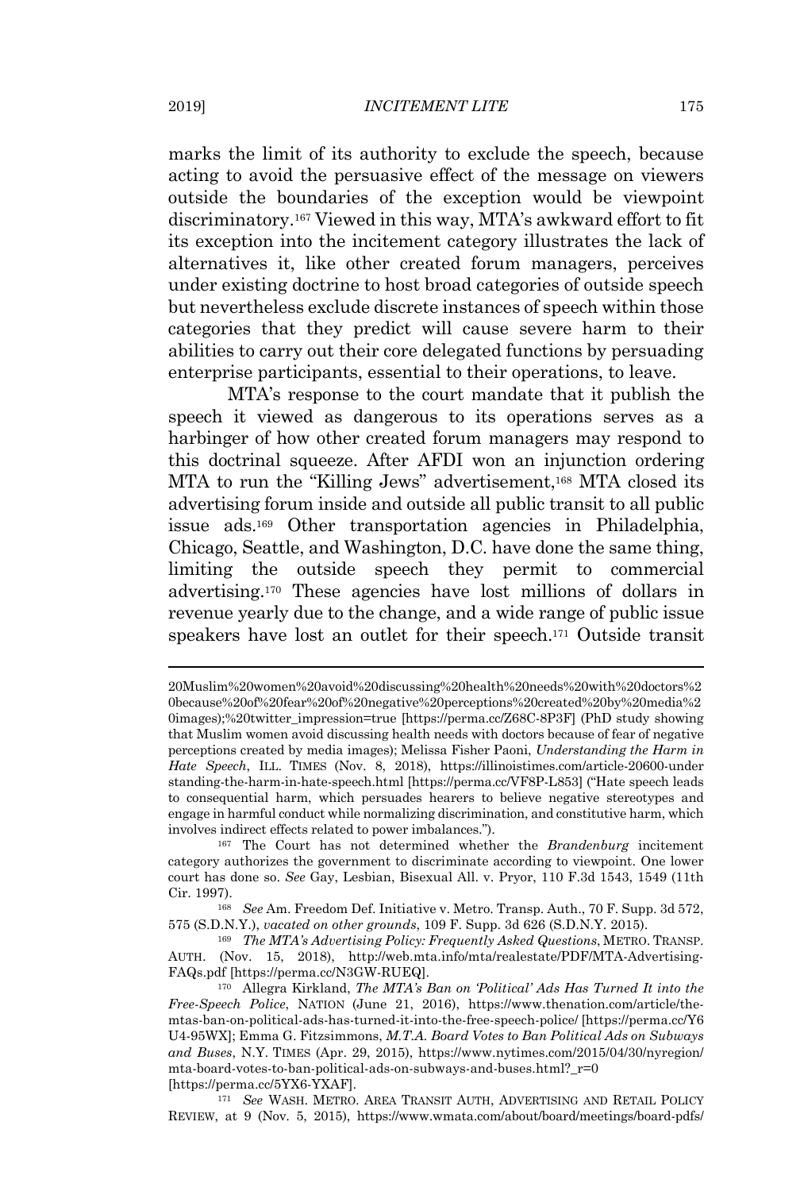marks the limit of its authority to exclude the speech, because acting to avoid the persuasive effect of the message on viewers outside the boundaries of the exception would be viewpoint discriminatory.[167] Viewed in this way, MTA's awkward effort to fit its exception into the incitement category illustrates the lack of alternatives it, like other created forum managers, perceives under existing doctrine to host broad categories of outside speech but nevertheless exclude discrete instances of speech within those categories that they predict will cause severe harm to their abilities to carry out their core delegated functions by persuading enterprise participants, essential to their operations, to leave.

MTA's response to the court mandate that it publish the speech it viewed as dangerous to its operations serves as a harbinger of how other created forum managers may respond to this doctrinal squeeze. After AFDI won an injunction ordering MTA to run the "Killing Jews" advertisement,[168] MTA closed its advertising forum inside and outside all public transit to all public issue ads.[169] Other transportation agencies in Philadelphia, Chicago, Seattle, and Washington, D.C. have done the same thing, limiting the outside speech they permit to commercial advertising.[170] These agencies have lost millions of dollars in revenue yearly due to the change, and a wide range of public issue speakers have lost an outlet for their speech.[171] Outside transit

---

20Muslim%20women%20avoid%20discussing%20health%20needs%20with%20doctors%20because%20of%20fear%20of%20negative%20perceptions%20created%20by%20media%20images);%20twitter_impression=true [https://perma.cc/Z68C-8P3F] (PhD study showing that Muslim women avoid discussing health needs with doctors because of fear of negative perceptions created by media images); Melissa Fisher Paoni, *Understanding the Harm in Hate Speech*, ILL. TIMES (Nov. 8, 2018), https://illinoistimes.com/article-20600-understanding-the-harm-in-hate-speech.html [https://perma.cc/VF8P-L853] ("Hate speech leads to consequential harm, which persuades hearers to believe negative stereotypes and engage in harmful conduct while normalizing discrimination, and constitutive harm, which involves indirect effects related to power imbalances.").

[167] The Court has not determined whether the *Brandenburg* incitement category authorizes the government to discriminate according to viewpoint. One lower court has done so. *See* Gay, Lesbian, Bisexual All. v. Pryor, 110 F.3d 1543, 1549 (11th Cir. 1997).

[168] *See* Am. Freedom Def. Initiative v. Metro. Transp. Auth., 70 F. Supp. 3d 572, 575 (S.D.N.Y.), *vacated on other grounds*, 109 F. Supp. 3d 626 (S.D.N.Y. 2015).

[169] *The MTA's Advertising Policy: Frequently Asked Questions*, METRO. TRANSP. AUTH. (Nov. 15, 2018), http://web.mta.info/mta/realestate/PDF/MTA-Advertising-FAQs.pdf [https://perma.cc/N3GW-RUEQ].

[170] Allegra Kirkland, *The MTA's Ban on 'Political' Ads Has Turned It into the Free-Speech Police*, NATION (June 21, 2016), https://www.thenation.com/article/the-mtas-ban-on-political-ads-has-turned-it-into-the-free-speech-police/ [https://perma.cc/Y6U4-95WX]; Emma G. Fitzsimmons, *M.T.A. Board Votes to Ban Political Ads on Subways and Buses*, N.Y. TIMES (Apr. 29, 2015), https://www.nytimes.com/2015/04/30/nyregion/mta-board-votes-to-ban-political-ads-on-subways-and-buses.html?_r=0 [https://perma.cc/5YX6-YXAF].

[171] *See* WASH. METRO. AREA TRANSIT AUTH, ADVERTISING AND RETAIL POLICY REVIEW, at 9 (Nov. 5, 2015), https://www.wmata.com/about/board/meetings/board-pdfs/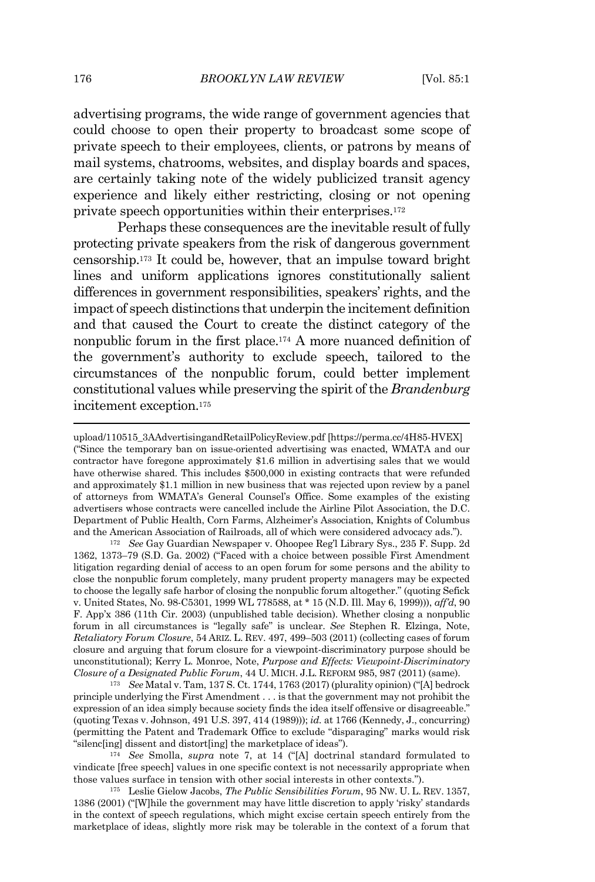advertising programs, the wide range of government agencies that could choose to open their property to broadcast some scope of private speech to their employees, clients, or patrons by means of mail systems, chatrooms, websites, and display boards and spaces, are certainly taking note of the widely publicized transit agency experience and likely either restricting, closing or not opening private speech opportunities within their enterprises.[172]

Perhaps these consequences are the inevitable result of fully protecting private speakers from the risk of dangerous government censorship.[173] It could be, however, that an impulse toward bright lines and uniform applications ignores constitutionally salient differences in government responsibilities, speakers' rights, and the impact of speech distinctions that underpin the incitement definition and that caused the Court to create the distinct category of the nonpublic forum in the first place.[174] A more nuanced definition of the government's authority to exclude speech, tailored to the circumstances of the nonpublic forum, could better implement constitutional values while preserving the spirit of the *Brandenburg* incitement exception.[175]

---

upload/110515_3AAdvertisingandRetailPolicyReview.pdf [https://perma.cc/4H85-HVEX] ("Since the temporary ban on issue-oriented advertising was enacted, WMATA and our contractor have foregone approximately $1.6 million in advertising sales that we would have otherwise shared. This includes $500,000 in existing contracts that were refunded and approximately $1.1 million in new business that was rejected upon review by a panel of attorneys from WMATA's General Counsel's Office. Some examples of the existing advertisers whose contracts were cancelled include the Airline Pilot Association, the D.C. Department of Public Health, Corn Farms, Alzheimer's Association, Knights of Columbus and the American Association of Railroads, all of which were considered advocacy ads.").

[172] *See* Gay Guardian Newspaper v. Ohoopee Reg'l Library Sys., 235 F. Supp. 2d 1362, 1373–79 (S.D. Ga. 2002) ("Faced with a choice between possible First Amendment litigation regarding denial of access to an open forum for some persons and the ability to close the nonpublic forum completely, many prudent property managers may be expected to choose the legally safe harbor of closing the nonpublic forum altogether." (quoting Sefick v. United States, No. 98-C5301, 1999 WL 778588, at * 15 (N.D. Ill. May 6, 1999))), *aff'd*, 90 F. App'x 386 (11th Cir. 2003) (unpublished table decision). Whether closing a nonpublic forum in all circumstances is "legally safe" is unclear. *See* Stephen R. Elzinga, Note, *Retaliatory Forum Closure*, 54 ARIZ. L. REV. 497, 499–503 (2011) (collecting cases of forum closure and arguing that forum closure for a viewpoint-discriminatory purpose should be unconstitutional); Kerry L. Monroe, Note, *Purpose and Effects: Viewpoint-Discriminatory Closure of a Designated Public Forum*, 44 U. MICH. J.L. REFORM 985, 987 (2011) (same).

[173] *See* Matal v. Tam, 137 S. Ct. 1744, 1763 (2017) (plurality opinion) ("[A] bedrock principle underlying the First Amendment . . . is that the government may not prohibit the expression of an idea simply because society finds the idea itself offensive or disagreeable." (quoting Texas v. Johnson, 491 U.S. 397, 414 (1989))); *id.* at 1766 (Kennedy, J., concurring) (permitting the Patent and Trademark Office to exclude "disparaging" marks would risk "silenc[ing] dissent and distort[ing] the marketplace of ideas").

[174] *See* Smolla, *supra* note 7, at 14 ("[A] doctrinal standard formulated to vindicate [free speech] values in one specific context is not necessarily appropriate when those values surface in tension with other social interests in other contexts.").

[175] Leslie Gielow Jacobs, *The Public Sensibilities Forum*, 95 NW. U. L. REV. 1357, 1386 (2001) ("[W]hile the government may have little discretion to apply 'risky' standards in the context of speech regulations, which might excise certain speech entirely from the marketplace of ideas, slightly more risk may be tolerable in the context of a forum that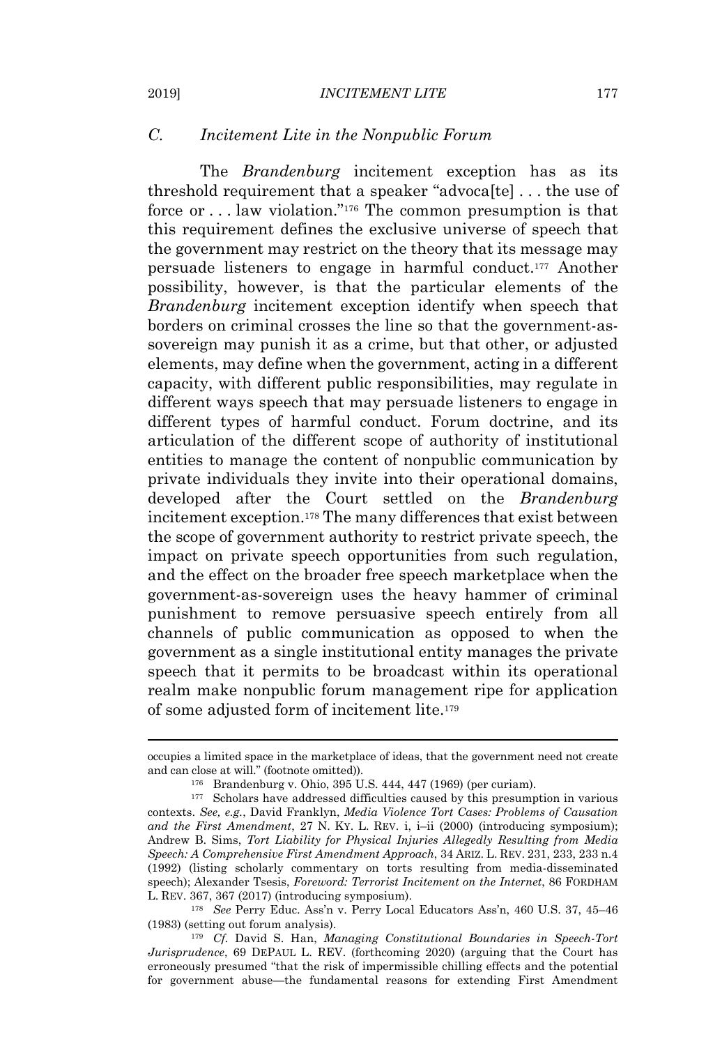### *C. Incitement Lite in the Nonpublic Forum*

The *Brandenburg* incitement exception has as its threshold requirement that a speaker "advoca[te] . . . the use of force or . . . law violation."[176] The common presumption is that this requirement defines the exclusive universe of speech that the government may restrict on the theory that its message may persuade listeners to engage in harmful conduct.[177] Another possibility, however, is that the particular elements of the *Brandenburg* incitement exception identify when speech that borders on criminal crosses the line so that the government-as-sovereign may punish it as a crime, but that other, or adjusted elements, may define when the government, acting in a different capacity, with different public responsibilities, may regulate in different ways speech that may persuade listeners to engage in different types of harmful conduct. Forum doctrine, and its articulation of the different scope of authority of institutional entities to manage the content of nonpublic communication by private individuals they invite into their operational domains, developed after the Court settled on the *Brandenburg* incitement exception.[178] The many differences that exist between the scope of government authority to restrict private speech, the impact on private speech opportunities from such regulation, and the effect on the broader free speech marketplace when the government-as-sovereign uses the heavy hammer of criminal punishment to remove persuasive speech entirely from all channels of public communication as opposed to when the government as a single institutional entity manages the private speech that it permits to be broadcast within its operational realm make nonpublic forum management ripe for application of some adjusted form of incitement lite.[179]

---

occupies a limited space in the marketplace of ideas, that the government need not create and can close at will." (footnote omitted)).

[176] Brandenburg v. Ohio, 395 U.S. 444, 447 (1969) (per curiam).

[177] Scholars have addressed difficulties caused by this presumption in various contexts. *See, e.g.*, David Franklyn, *Media Violence Tort Cases: Problems of Causation and the First Amendment*, 27 N. KY. L. REV. i, i–ii (2000) (introducing symposium); Andrew B. Sims, *Tort Liability for Physical Injuries Allegedly Resulting from Media Speech: A Comprehensive First Amendment Approach*, 34 ARIZ. L. REV. 231, 233, 233 n.4 (1992) (listing scholarly commentary on torts resulting from media-disseminated speech); Alexander Tsesis, *Foreword: Terrorist Incitement on the Internet*, 86 FORDHAM L. REV. 367, 367 (2017) (introducing symposium).

[178] *See* Perry Educ. Ass'n v. Perry Local Educators Ass'n, 460 U.S. 37, 45–46 (1983) (setting out forum analysis).

[179] *Cf.* David S. Han, *Managing Constitutional Boundaries in Speech-Tort Jurisprudence*, 69 DEPAUL L. REV. (forthcoming 2020) (arguing that the Court has erroneously presumed "that the risk of impermissible chilling effects and the potential for government abuse—the fundamental reasons for extending First Amendment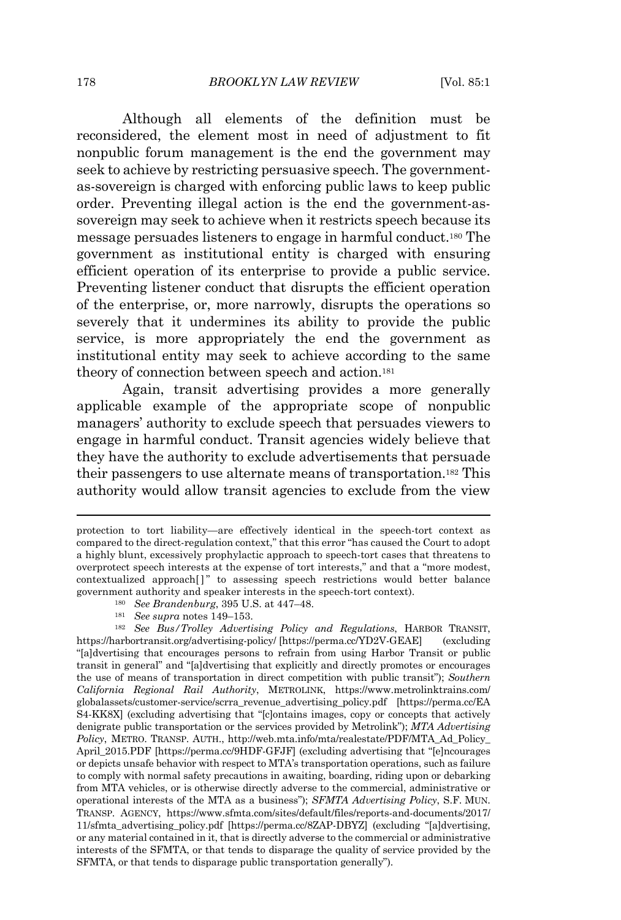Although all elements of the definition must be reconsidered, the element most in need of adjustment to fit nonpublic forum management is the end the government may seek to achieve by restricting persuasive speech. The government-as-sovereign is charged with enforcing public laws to keep public order. Preventing illegal action is the end the government-as-sovereign may seek to achieve when it restricts speech because its message persuades listeners to engage in harmful conduct.[180] The government as institutional entity is charged with ensuring efficient operation of its enterprise to provide a public service. Preventing listener conduct that disrupts the efficient operation of the enterprise, or, more narrowly, disrupts the operations so severely that it undermines its ability to provide the public service, is more appropriately the end the government as institutional entity may seek to achieve according to the same theory of connection between speech and action.[181]

Again, transit advertising provides a more generally applicable example of the appropriate scope of nonpublic managers' authority to exclude speech that persuades viewers to engage in harmful conduct. Transit agencies widely believe that they have the authority to exclude advertisements that persuade their passengers to use alternate means of transportation.[182] This authority would allow transit agencies to exclude from the view

---

protection to tort liability—are effectively identical in the speech-tort context as compared to the direct-regulation context," that this error "has caused the Court to adopt a highly blunt, excessively prophylactic approach to speech-tort cases that threatens to overprotect speech interests at the expense of tort interests," and that a "more modest, contextualized approach[ ]" to assessing speech restrictions would better balance government authority and speaker interests in the speech-tort context).

[180] *See Brandenburg*, 395 U.S. at 447–48.

[181] *See supra* notes 149–153.

[182] *See Bus/Trolley Advertising Policy and Regulations*, HARBOR TRANSIT, https://harbortransit.org/advertising-policy/ [https://perma.cc/YD2V-GEAE] (excluding "[a]dvertising that encourages persons to refrain from using Harbor Transit or public transit in general" and "[a]dvertising that explicitly and directly promotes or encourages the use of means of transportation in direct competition with public transit"); *Southern California Regional Rail Authority*, METROLINK, https://www.metrolinktrains.com/globalassets/customer-service/scrra_revenue_advertising_policy.pdf [https://perma.cc/EAS4-KK8X] (excluding advertising that "[c]ontains images, copy or concepts that actively denigrate public transportation or the services provided by Metrolink"); *MTA Advertising Policy*, METRO. TRANSP. AUTH., http://web.mta.info/mta/realestate/PDF/MTA_Ad_Policy_April_2015.PDF [https://perma.cc/9HDF-GFJF] (excluding advertising that "[e]ncourages or depicts unsafe behavior with respect to MTA's transportation operations, such as failure to comply with normal safety precautions in awaiting, boarding, riding upon or debarking from MTA vehicles, or is otherwise directly adverse to the commercial, administrative or operational interests of the MTA as a business"); *SFMTA Advertising Policy*, S.F. MUN. TRANSP. AGENCY, https://www.sfmta.com/sites/default/files/reports-and-documents/2017/11/sfmta_advertising_policy.pdf [https://perma.cc/8ZAP-DBYZ] (excluding "[a]dvertising, or any material contained in it, that is directly adverse to the commercial or administrative interests of the SFMTA, or that tends to disparage the quality of service provided by the SFMTA, or that tends to disparage public transportation generally").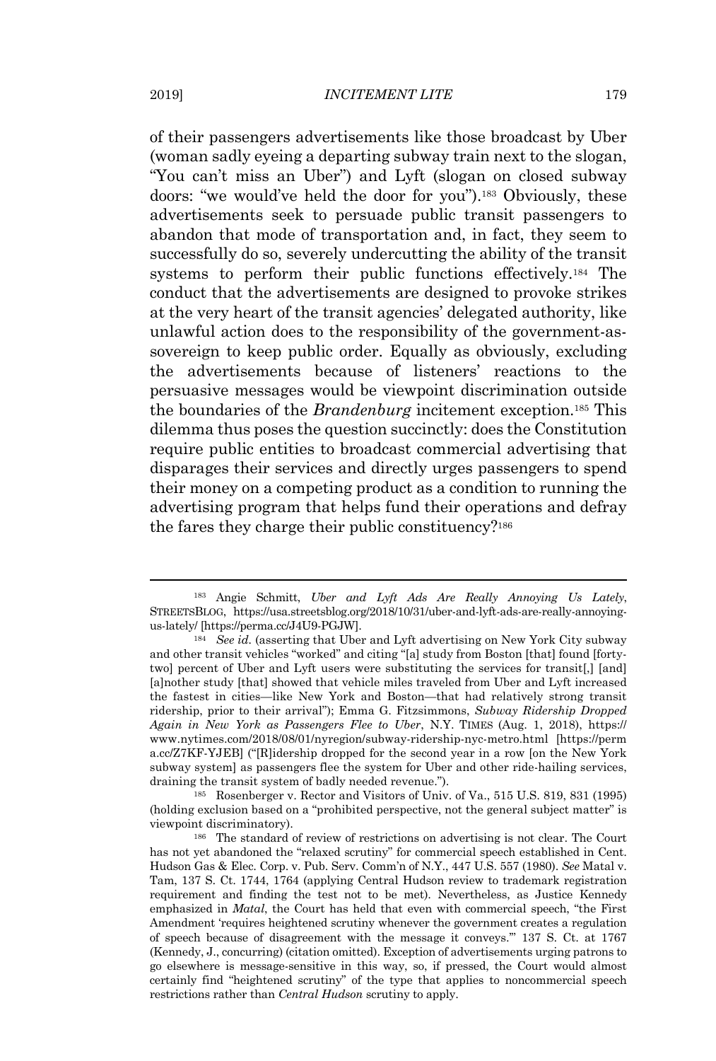of their passengers advertisements like those broadcast by Uber (woman sadly eyeing a departing subway train next to the slogan, "You can't miss an Uber") and Lyft (slogan on closed subway doors: "we would've held the door for you").[183] Obviously, these advertisements seek to persuade public transit passengers to abandon that mode of transportation and, in fact, they seem to successfully do so, severely undercutting the ability of the transit systems to perform their public functions effectively.[184] The conduct that the advertisements are designed to provoke strikes at the very heart of the transit agencies' delegated authority, like unlawful action does to the responsibility of the government-as-sovereign to keep public order. Equally as obviously, excluding the advertisements because of listeners' reactions to the persuasive messages would be viewpoint discrimination outside the boundaries of the *Brandenburg* incitement exception.[185] This dilemma thus poses the question succinctly: does the Constitution require public entities to broadcast commercial advertising that disparages their services and directly urges passengers to spend their money on a competing product as a condition to running the advertising program that helps fund their operations and defray the fares they charge their public constituency?[186]

---

[183] Angie Schmitt, *Uber and Lyft Ads Are Really Annoying Us Lately*, STREETSBLOG, https://usa.streetsblog.org/2018/10/31/uber-and-lyft-ads-are-really-annoying-us-lately/ [https://perma.cc/J4U9-PGJW].

[184] *See id.* (asserting that Uber and Lyft advertising on New York City subway and other transit vehicles "worked" and citing "[a] study from Boston [that] found [forty-two] percent of Uber and Lyft users were substituting the services for transit[,] [and] [a]nother study [that] showed that vehicle miles traveled from Uber and Lyft increased the fastest in cities—like New York and Boston—that had relatively strong transit ridership, prior to their arrival"); Emma G. Fitzsimmons, *Subway Ridership Dropped Again in New York as Passengers Flee to Uber*, N.Y. TIMES (Aug. 1, 2018), https://www.nytimes.com/2018/08/01/nyregion/subway-ridership-nyc-metro.html [https://perma.cc/Z7KF-YJEB] ("[R]idership dropped for the second year in a row [on the New York subway system] as passengers flee the system for Uber and other ride-hailing services, draining the transit system of badly needed revenue.").

[185] Rosenberger v. Rector and Visitors of Univ. of Va., 515 U.S. 819, 831 (1995) (holding exclusion based on a "prohibited perspective, not the general subject matter" is viewpoint discriminatory).

[186] The standard of review of restrictions on advertising is not clear. The Court has not yet abandoned the "relaxed scrutiny" for commercial speech established in Cent. Hudson Gas & Elec. Corp. v. Pub. Serv. Comm'n of N.Y., 447 U.S. 557 (1980). *See* Matal v. Tam, 137 S. Ct. 1744, 1764 (applying Central Hudson review to trademark registration requirement and finding the test not to be met). Nevertheless, as Justice Kennedy emphasized in *Matal*, the Court has held that even with commercial speech, "the First Amendment 'requires heightened scrutiny whenever the government creates a regulation of speech because of disagreement with the message it conveys.'" 137 S. Ct. at 1767 (Kennedy, J., concurring) (citation omitted). Exception of advertisements urging patrons to go elsewhere is message-sensitive in this way, so, if pressed, the Court would almost certainly find "heightened scrutiny" of the type that applies to noncommercial speech restrictions rather than *Central Hudson* scrutiny to apply.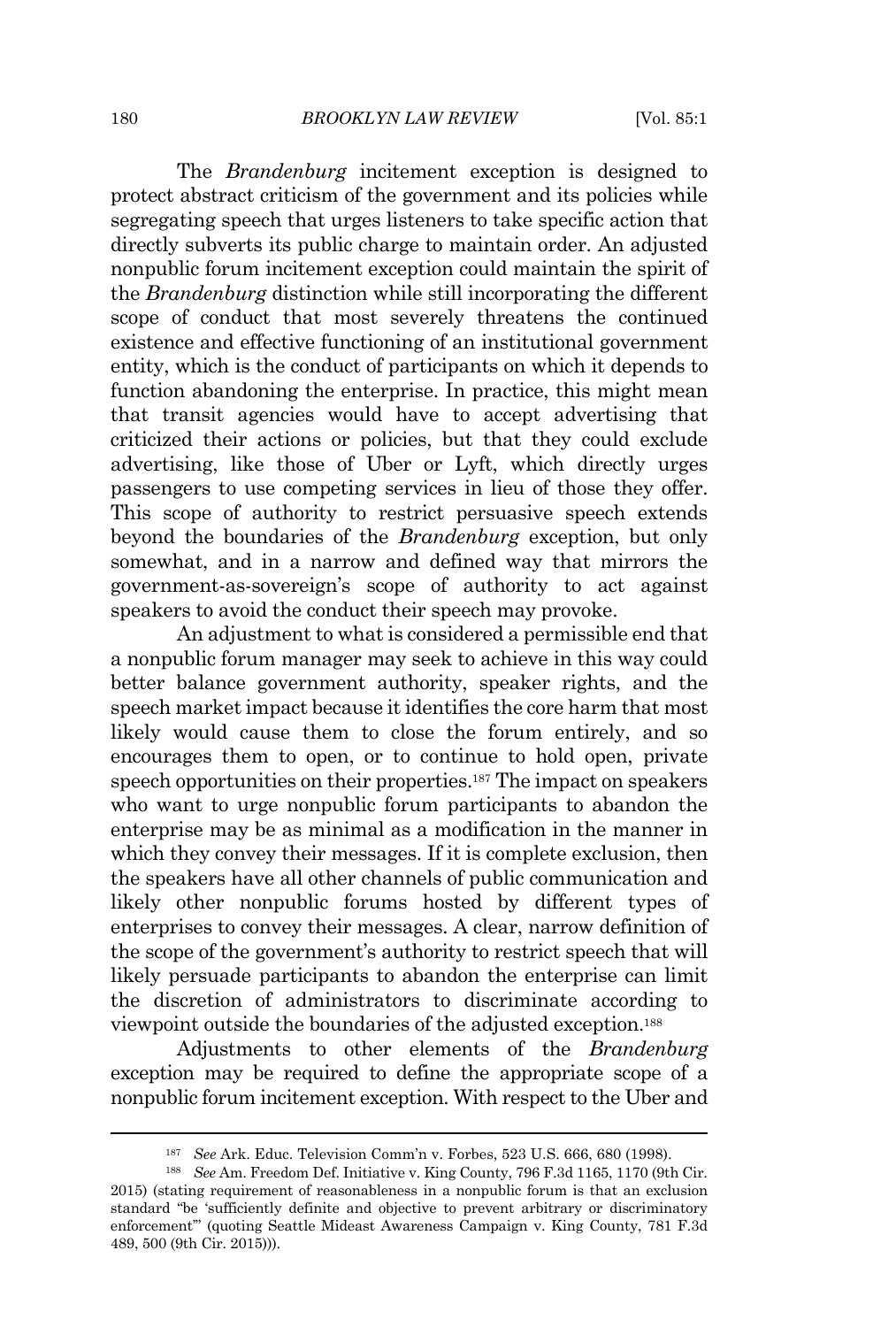The *Brandenburg* incitement exception is designed to protect abstract criticism of the government and its policies while segregating speech that urges listeners to take specific action that directly subverts its public charge to maintain order. An adjusted nonpublic forum incitement exception could maintain the spirit of the *Brandenburg* distinction while still incorporating the different scope of conduct that most severely threatens the continued existence and effective functioning of an institutional government entity, which is the conduct of participants on which it depends to function abandoning the enterprise. In practice, this might mean that transit agencies would have to accept advertising that criticized their actions or policies, but that they could exclude advertising, like those of Uber or Lyft, which directly urges passengers to use competing services in lieu of those they offer. This scope of authority to restrict persuasive speech extends beyond the boundaries of the *Brandenburg* exception, but only somewhat, and in a narrow and defined way that mirrors the government-as-sovereign's scope of authority to act against speakers to avoid the conduct their speech may provoke.

An adjustment to what is considered a permissible end that a nonpublic forum manager may seek to achieve in this way could better balance government authority, speaker rights, and the speech market impact because it identifies the core harm that most likely would cause them to close the forum entirely, and so encourages them to open, or to continue to hold open, private speech opportunities on their properties.[187] The impact on speakers who want to urge nonpublic forum participants to abandon the enterprise may be as minimal as a modification in the manner in which they convey their messages. If it is complete exclusion, then the speakers have all other channels of public communication and likely other nonpublic forums hosted by different types of enterprises to convey their messages. A clear, narrow definition of the scope of the government's authority to restrict speech that will likely persuade participants to abandon the enterprise can limit the discretion of administrators to discriminate according to viewpoint outside the boundaries of the adjusted exception.[188]

Adjustments to other elements of the *Brandenburg* exception may be required to define the appropriate scope of a nonpublic forum incitement exception. With respect to the Uber and

---

[187] *See* Ark. Educ. Television Comm'n v. Forbes, 523 U.S. 666, 680 (1998).

[188] *See* Am. Freedom Def. Initiative v. King County, 796 F.3d 1165, 1170 (9th Cir. 2015) (stating requirement of reasonableness in a nonpublic forum is that an exclusion standard "be 'sufficiently definite and objective to prevent arbitrary or discriminatory enforcement'" (quoting Seattle Mideast Awareness Campaign v. King County, 781 F.3d 489, 500 (9th Cir. 2015))).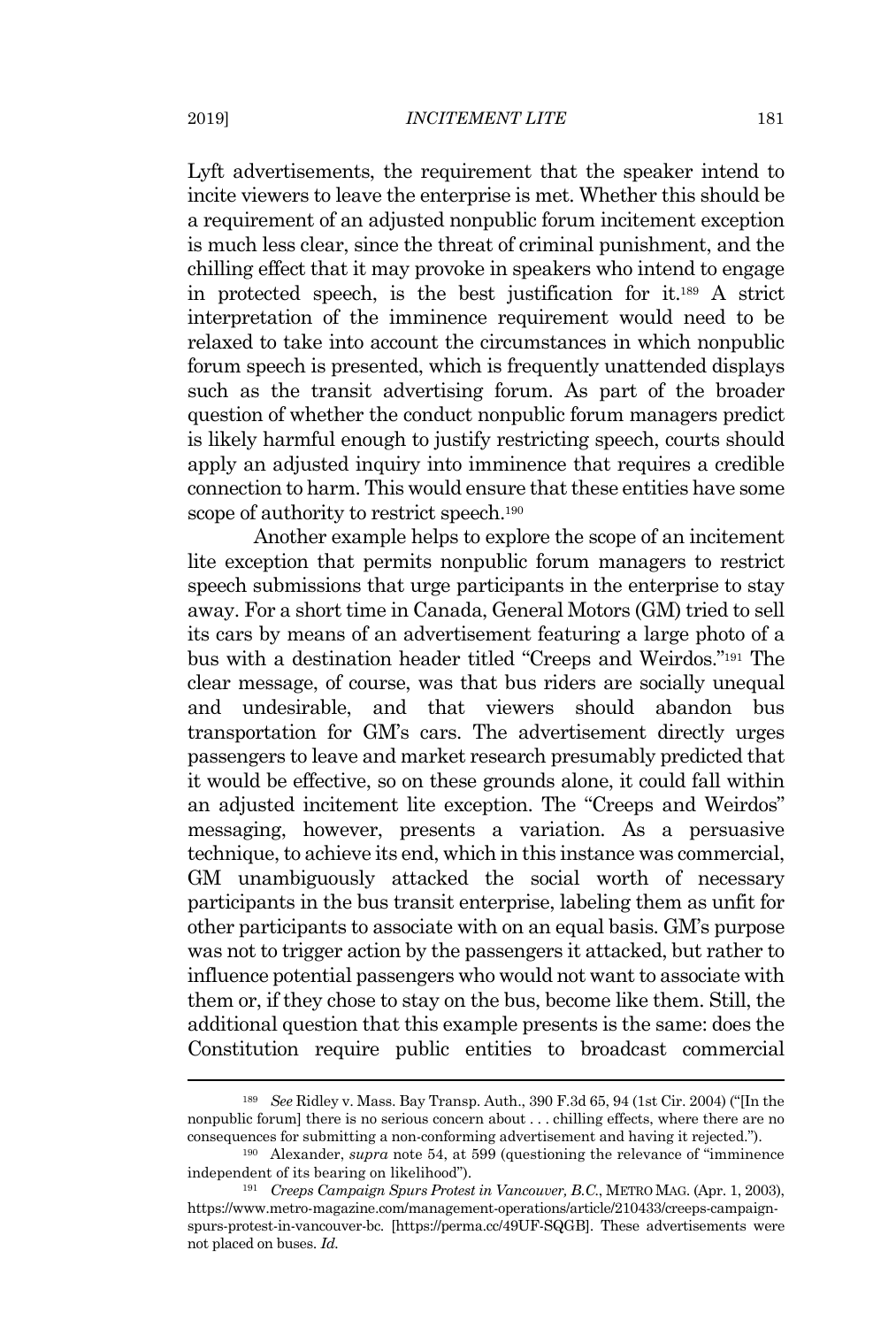Lyft advertisements, the requirement that the speaker intend to incite viewers to leave the enterprise is met. Whether this should be a requirement of an adjusted nonpublic forum incitement exception is much less clear, since the threat of criminal punishment, and the chilling effect that it may provoke in speakers who intend to engage in protected speech, is the best justification for it.[189] A strict interpretation of the imminence requirement would need to be relaxed to take into account the circumstances in which nonpublic forum speech is presented, which is frequently unattended displays such as the transit advertising forum. As part of the broader question of whether the conduct nonpublic forum managers predict is likely harmful enough to justify restricting speech, courts should apply an adjusted inquiry into imminence that requires a credible connection to harm. This would ensure that these entities have some scope of authority to restrict speech.[190]

Another example helps to explore the scope of an incitement lite exception that permits nonpublic forum managers to restrict speech submissions that urge participants in the enterprise to stay away. For a short time in Canada, General Motors (GM) tried to sell its cars by means of an advertisement featuring a large photo of a bus with a destination header titled "Creeps and Weirdos."[191] The clear message, of course, was that bus riders are socially unequal and undesirable, and that viewers should abandon bus transportation for GM's cars. The advertisement directly urges passengers to leave and market research presumably predicted that it would be effective, so on these grounds alone, it could fall within an adjusted incitement lite exception. The "Creeps and Weirdos" messaging, however, presents a variation. As a persuasive technique, to achieve its end, which in this instance was commercial, GM unambiguously attacked the social worth of necessary participants in the bus transit enterprise, labeling them as unfit for other participants to associate with on an equal basis. GM's purpose was not to trigger action by the passengers it attacked, but rather to influence potential passengers who would not want to associate with them or, if they chose to stay on the bus, become like them. Still, the additional question that this example presents is the same: does the Constitution require public entities to broadcast commercial

---

[189] *See* Ridley v. Mass. Bay Transp. Auth., 390 F.3d 65, 94 (1st Cir. 2004) ("[In the nonpublic forum] there is no serious concern about . . . chilling effects, where there are no consequences for submitting a non-conforming advertisement and having it rejected.").

[190] Alexander, *supra* note 54, at 599 (questioning the relevance of "imminence independent of its bearing on likelihood").

[191] *Creeps Campaign Spurs Protest in Vancouver, B.C.*, METRO MAG. (Apr. 1, 2003), https://www.metro-magazine.com/management-operations/article/210433/creeps-campaign-spurs-protest-in-vancouver-bc. [https://perma.cc/49UF-SQGB]. These advertisements were not placed on buses. *Id.*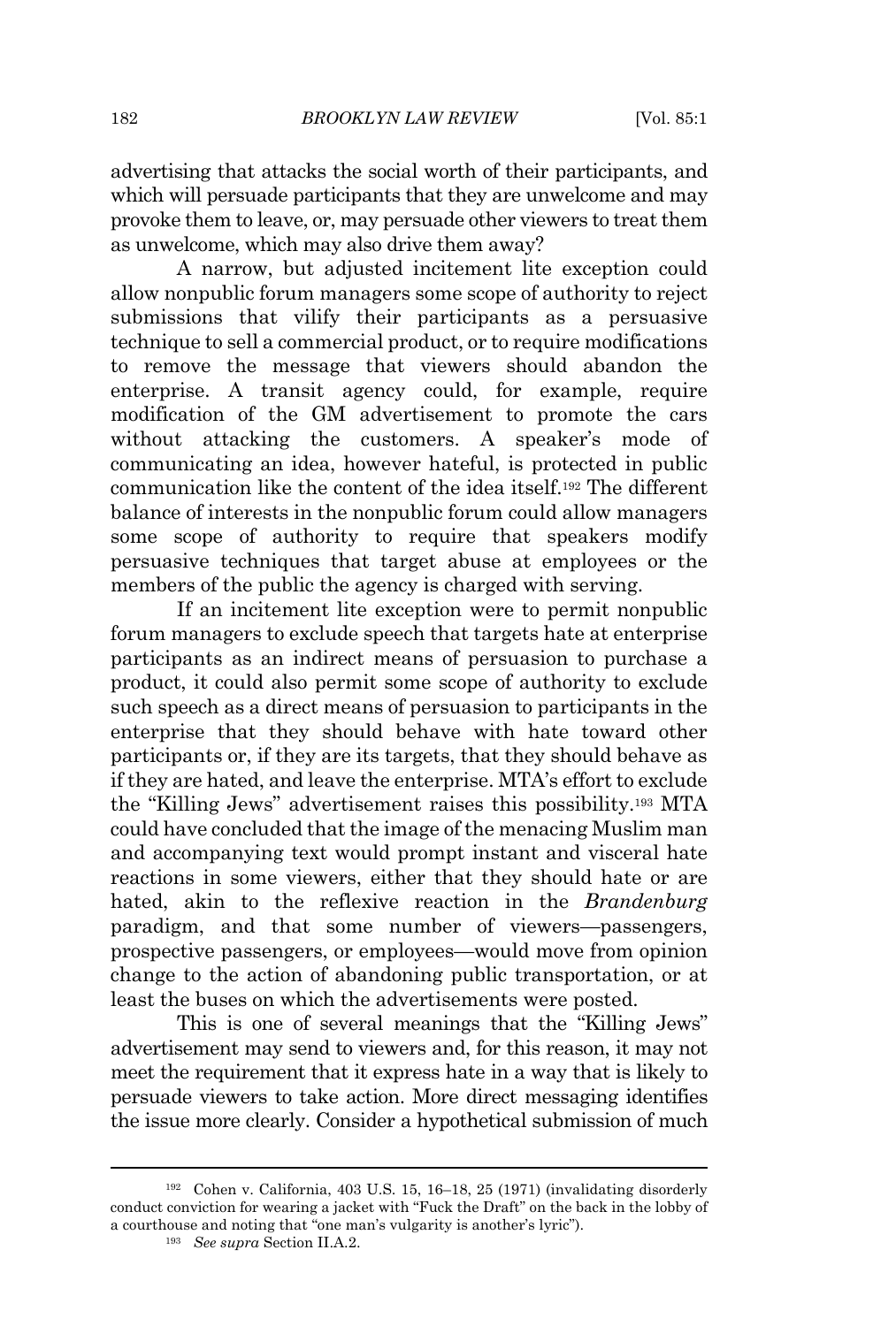advertising that attacks the social worth of their participants, and which will persuade participants that they are unwelcome and may provoke them to leave, or, may persuade other viewers to treat them as unwelcome, which may also drive them away?

A narrow, but adjusted incitement lite exception could allow nonpublic forum managers some scope of authority to reject submissions that vilify their participants as a persuasive technique to sell a commercial product, or to require modifications to remove the message that viewers should abandon the enterprise. A transit agency could, for example, require modification of the GM advertisement to promote the cars without attacking the customers. A speaker's mode of communicating an idea, however hateful, is protected in public communication like the content of the idea itself.[192] The different balance of interests in the nonpublic forum could allow managers some scope of authority to require that speakers modify persuasive techniques that target abuse at employees or the members of the public the agency is charged with serving.

If an incitement lite exception were to permit nonpublic forum managers to exclude speech that targets hate at enterprise participants as an indirect means of persuasion to purchase a product, it could also permit some scope of authority to exclude such speech as a direct means of persuasion to participants in the enterprise that they should behave with hate toward other participants or, if they are its targets, that they should behave as if they are hated, and leave the enterprise. MTA's effort to exclude the "Killing Jews" advertisement raises this possibility.[193] MTA could have concluded that the image of the menacing Muslim man and accompanying text would prompt instant and visceral hate reactions in some viewers, either that they should hate or are hated, akin to the reflexive reaction in the *Brandenburg* paradigm, and that some number of viewers—passengers, prospective passengers, or employees—would move from opinion change to the action of abandoning public transportation, or at least the buses on which the advertisements were posted.

This is one of several meanings that the "Killing Jews" advertisement may send to viewers and, for this reason, it may not meet the requirement that it express hate in a way that is likely to persuade viewers to take action. More direct messaging identifies the issue more clearly. Consider a hypothetical submission of much

---

[192] Cohen v. California, 403 U.S. 15, 16–18, 25 (1971) (invalidating disorderly conduct conviction for wearing a jacket with "Fuck the Draft" on the back in the lobby of a courthouse and noting that "one man's vulgarity is another's lyric").

[193] *See supra* Section II.A.2.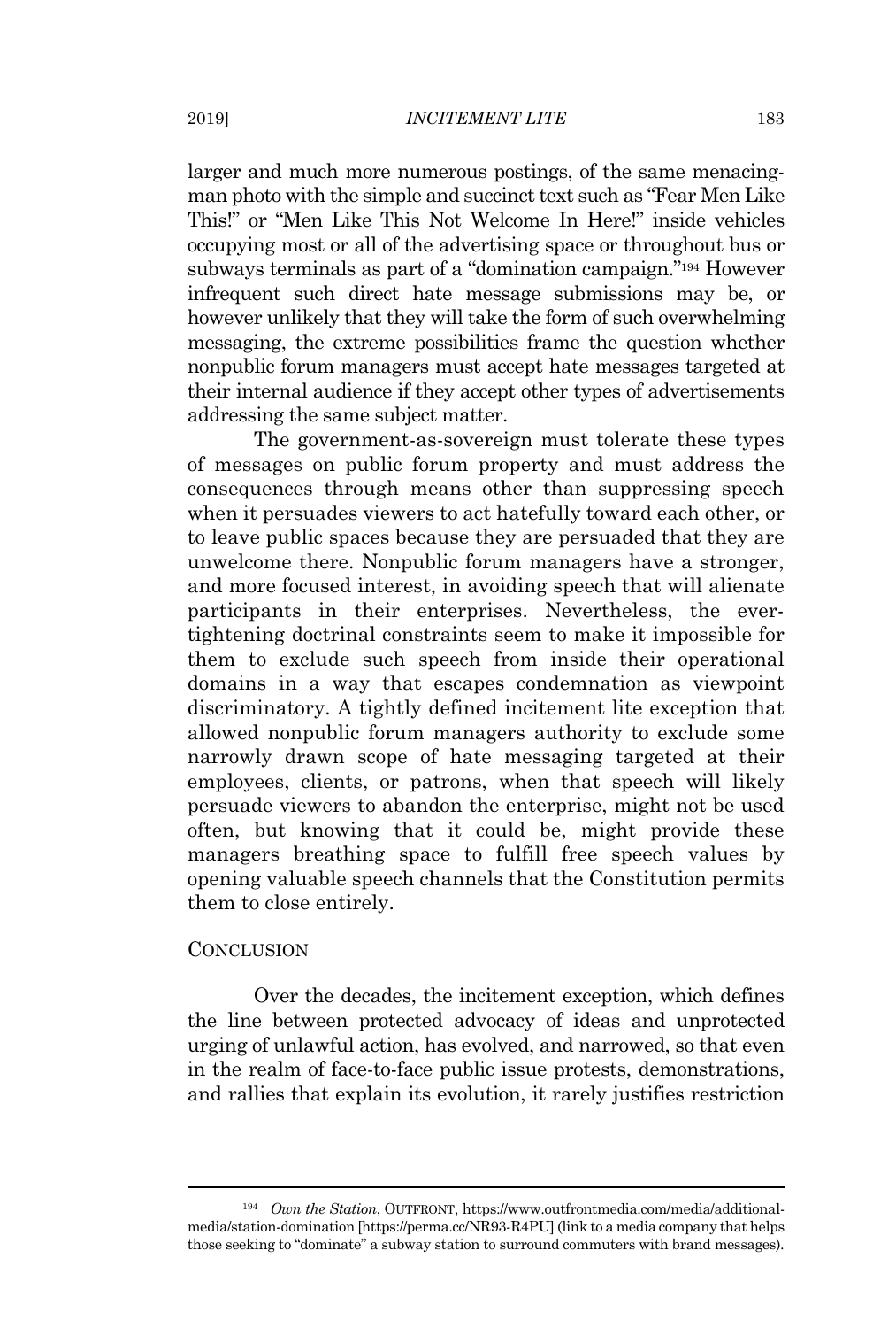larger and much more numerous postings, of the same menacing-man photo with the simple and succinct text such as "Fear Men Like This!" or "Men Like This Not Welcome In Here!" inside vehicles occupying most or all of the advertising space or throughout bus or subways terminals as part of a "domination campaign."[194] However infrequent such direct hate message submissions may be, or however unlikely that they will take the form of such overwhelming messaging, the extreme possibilities frame the question whether nonpublic forum managers must accept hate messages targeted at their internal audience if they accept other types of advertisements addressing the same subject matter.

The government-as-sovereign must tolerate these types of messages on public forum property and must address the consequences through means other than suppressing speech when it persuades viewers to act hatefully toward each other, or to leave public spaces because they are persuaded that they are unwelcome there. Nonpublic forum managers have a stronger, and more focused interest, in avoiding speech that will alienate participants in their enterprises. Nevertheless, the ever-tightening doctrinal constraints seem to make it impossible for them to exclude such speech from inside their operational domains in a way that escapes condemnation as viewpoint discriminatory. A tightly defined incitement lite exception that allowed nonpublic forum managers authority to exclude some narrowly drawn scope of hate messaging targeted at their employees, clients, or patrons, when that speech will likely persuade viewers to abandon the enterprise, might not be used often, but knowing that it could be, might provide these managers breathing space to fulfill free speech values by opening valuable speech channels that the Constitution permits them to close entirely.

## CONCLUSION

Over the decades, the incitement exception, which defines the line between protected advocacy of ideas and unprotected urging of unlawful action, has evolved, and narrowed, so that even in the realm of face-to-face public issue protests, demonstrations, and rallies that explain its evolution, it rarely justifies restriction

---

[194] *Own the Station*, OUTFRONT, https://www.outfrontmedia.com/media/additional-media/station-domination [https://perma.cc/NR93-R4PU] (link to a media company that helps those seeking to "dominate" a subway station to surround commuters with brand messages).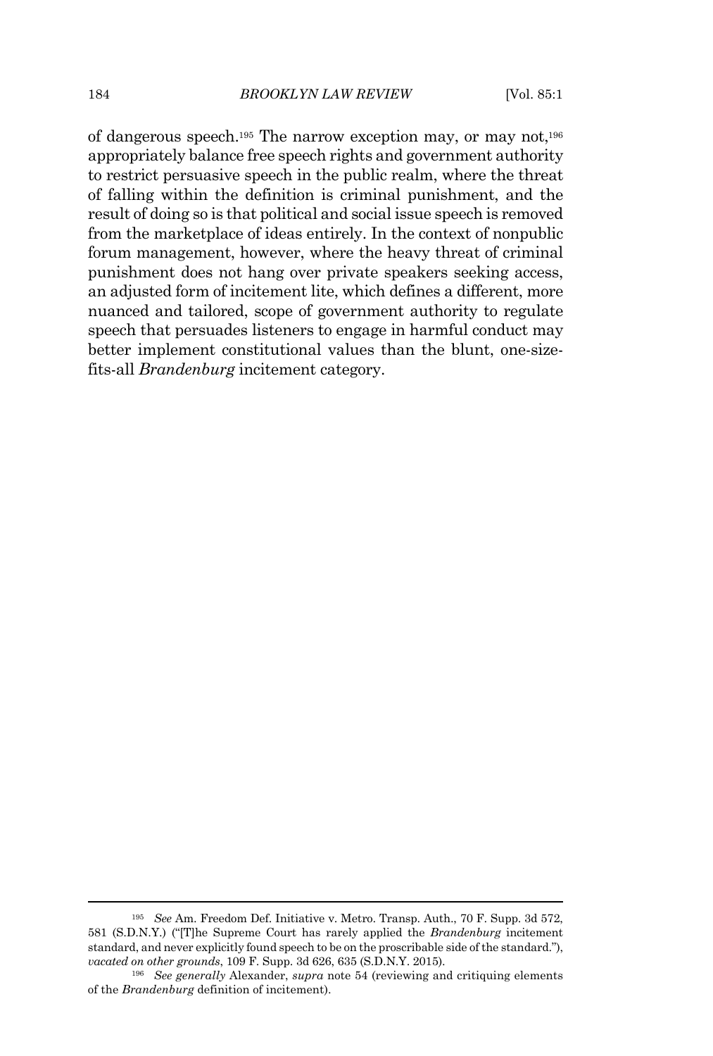of dangerous speech.[195] The narrow exception may, or may not,[196] appropriately balance free speech rights and government authority to restrict persuasive speech in the public realm, where the threat of falling within the definition is criminal punishment, and the result of doing so is that political and social issue speech is removed from the marketplace of ideas entirely. In the context of nonpublic forum management, however, where the heavy threat of criminal punishment does not hang over private speakers seeking access, an adjusted form of incitement lite, which defines a different, more nuanced and tailored, scope of government authority to regulate speech that persuades listeners to engage in harmful conduct may better implement constitutional values than the blunt, one-size-fits-all *Brandenburg* incitement category.

---

[195] *See* Am. Freedom Def. Initiative v. Metro. Transp. Auth., 70 F. Supp. 3d 572, 581 (S.D.N.Y.) ("[T]he Supreme Court has rarely applied the *Brandenburg* incitement standard, and never explicitly found speech to be on the proscribable side of the standard."), *vacated on other grounds*, 109 F. Supp. 3d 626, 635 (S.D.N.Y. 2015).

[196] *See generally* Alexander, *supra* note 54 (reviewing and critiquing elements of the *Brandenburg* definition of incitement).